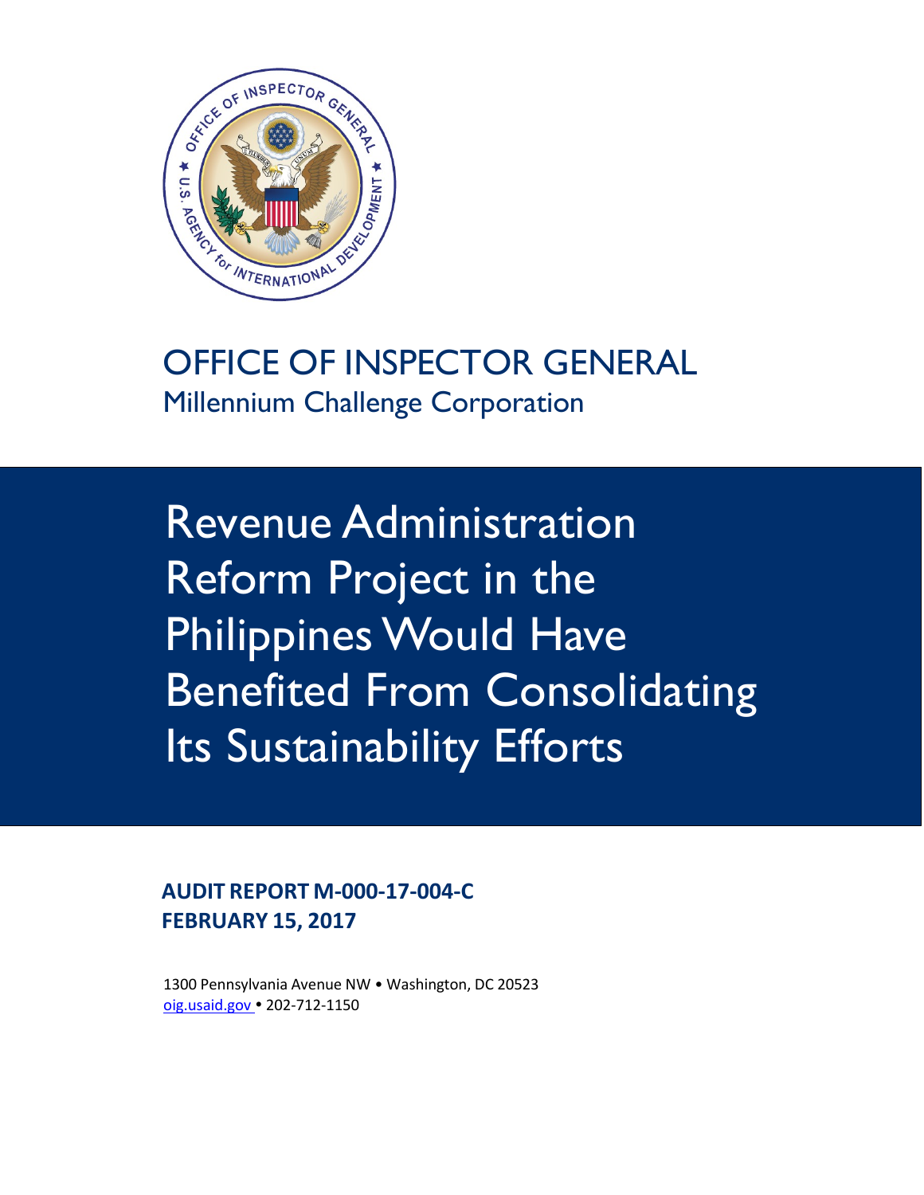# OFFICE OF INSPECTOR GENERAL

## Millennium Challenge Corporation

# Revenue Administration Reform Project in the Philippines Would Have Benefited From Consolidating Its Sustainability Efforts

**AUDIT REPORT M-000-17-004-C**
**FEBRUARY 15, 2017**

1300 Pennsylvania Avenue NW • Washington, DC 20523
oig.usaid.gov • 202-712-1150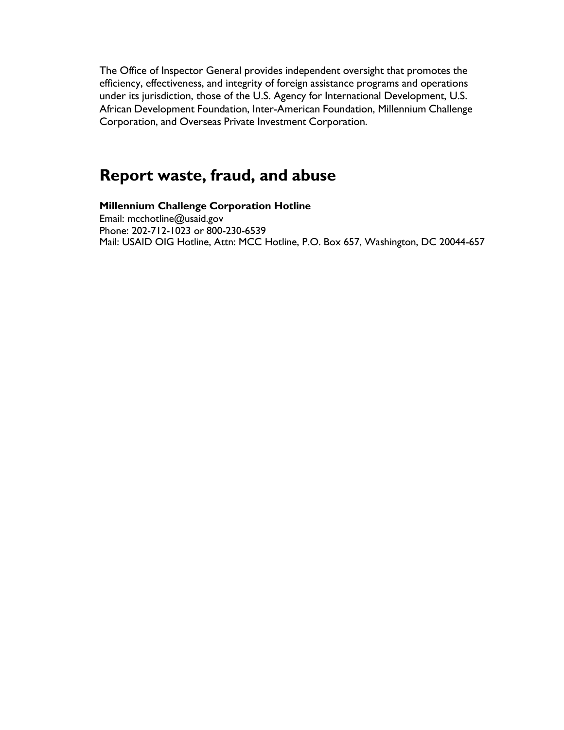The Office of Inspector General provides independent oversight that promotes the efficiency, effectiveness, and integrity of foreign assistance programs and operations under its jurisdiction, those of the U.S. Agency for International Development, U.S. African Development Foundation, Inter-American Foundation, Millennium Challenge Corporation, and Overseas Private Investment Corporation.

## Report waste, fraud, and abuse

**Millennium Challenge Corporation Hotline**
Email: mcchotline@usaid.gov
Phone: 202-712-1023 or 800-230-6539
Mail: USAID OIG Hotline, Attn: MCC Hotline, P.O. Box 657, Washington, DC 20044-657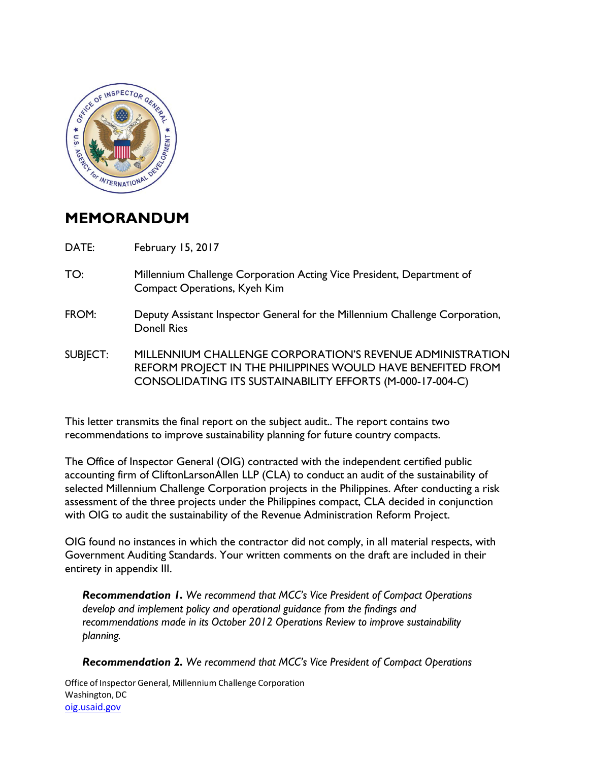# MEMORANDUM

DATE: February 15, 2017

TO: Millennium Challenge Corporation Acting Vice President, Department of Compact Operations, Kyeh Kim

FROM: Deputy Assistant Inspector General for the Millennium Challenge Corporation, Donell Ries

SUBJECT: MILLENNIUM CHALLENGE CORPORATION'S REVENUE ADMINISTRATION REFORM PROJECT IN THE PHILIPPINES WOULD HAVE BENEFITED FROM CONSOLIDATING ITS SUSTAINABILITY EFFORTS (M-000-17-004-C)

This letter transmits the final report on the subject audit.. The report contains two recommendations to improve sustainability planning for future country compacts.

The Office of Inspector General (OIG) contracted with the independent certified public accounting firm of CliftonLarsonAllen LLP (CLA) to conduct an audit of the sustainability of selected Millennium Challenge Corporation projects in the Philippines. After conducting a risk assessment of the three projects under the Philippines compact, CLA decided in conjunction with OIG to audit the sustainability of the Revenue Administration Reform Project.

OIG found no instances in which the contractor did not comply, in all material respects, with Government Auditing Standards. Your written comments on the draft are included in their entirety in appendix III.

***Recommendation 1.*** *We recommend that MCC's Vice President of Compact Operations develop and implement policy and operational guidance from the findings and recommendations made in its October 2012 Operations Review to improve sustainability planning.*

***Recommendation 2.*** *We recommend that MCC's Vice President of Compact Operations*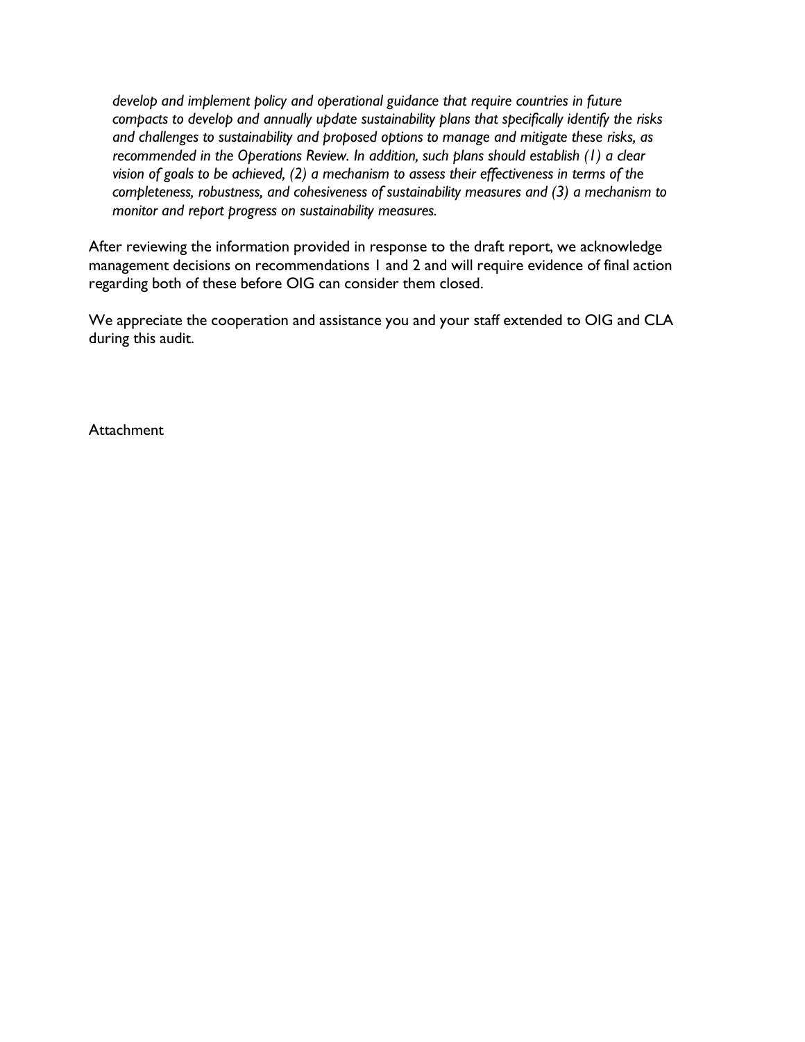*develop and implement policy and operational guidance that require countries in future compacts to develop and annually update sustainability plans that specifically identify the risks and challenges to sustainability and proposed options to manage and mitigate these risks, as recommended in the Operations Review. In addition, such plans should establish (1) a clear vision of goals to be achieved, (2) a mechanism to assess their effectiveness in terms of the completeness, robustness, and cohesiveness of sustainability measures and (3) a mechanism to monitor and report progress on sustainability measures.*

After reviewing the information provided in response to the draft report, we acknowledge management decisions on recommendations 1 and 2 and will require evidence of final action regarding both of these before OIG can consider them closed.

We appreciate the cooperation and assistance you and your staff extended to OIG and CLA during this audit.

Attachment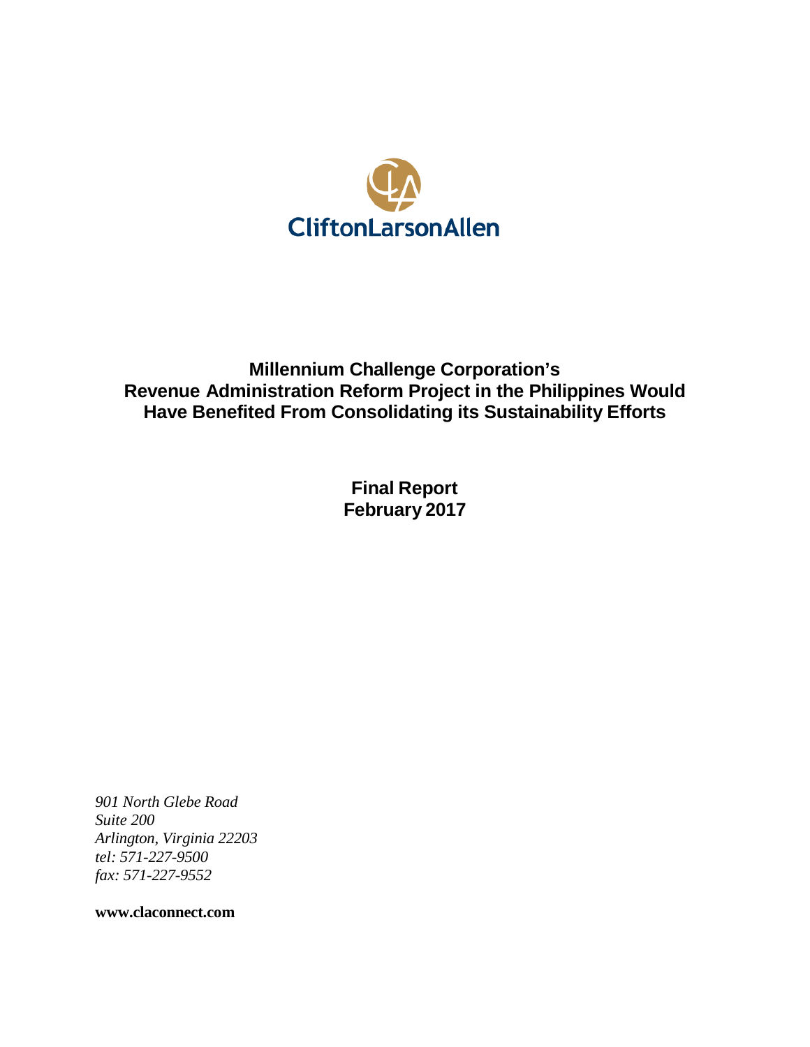**CliftonLarsonAllen**

# Millennium Challenge Corporation's Revenue Administration Reform Project in the Philippines Would Have Benefited From Consolidating its Sustainability Efforts

## Final Report
## February 2017

*901 North Glebe Road*
*Suite 200*
*Arlington, Virginia 22203*
*tel: 571-227-9500*
*fax: 571-227-9552*

**www.claconnect.com**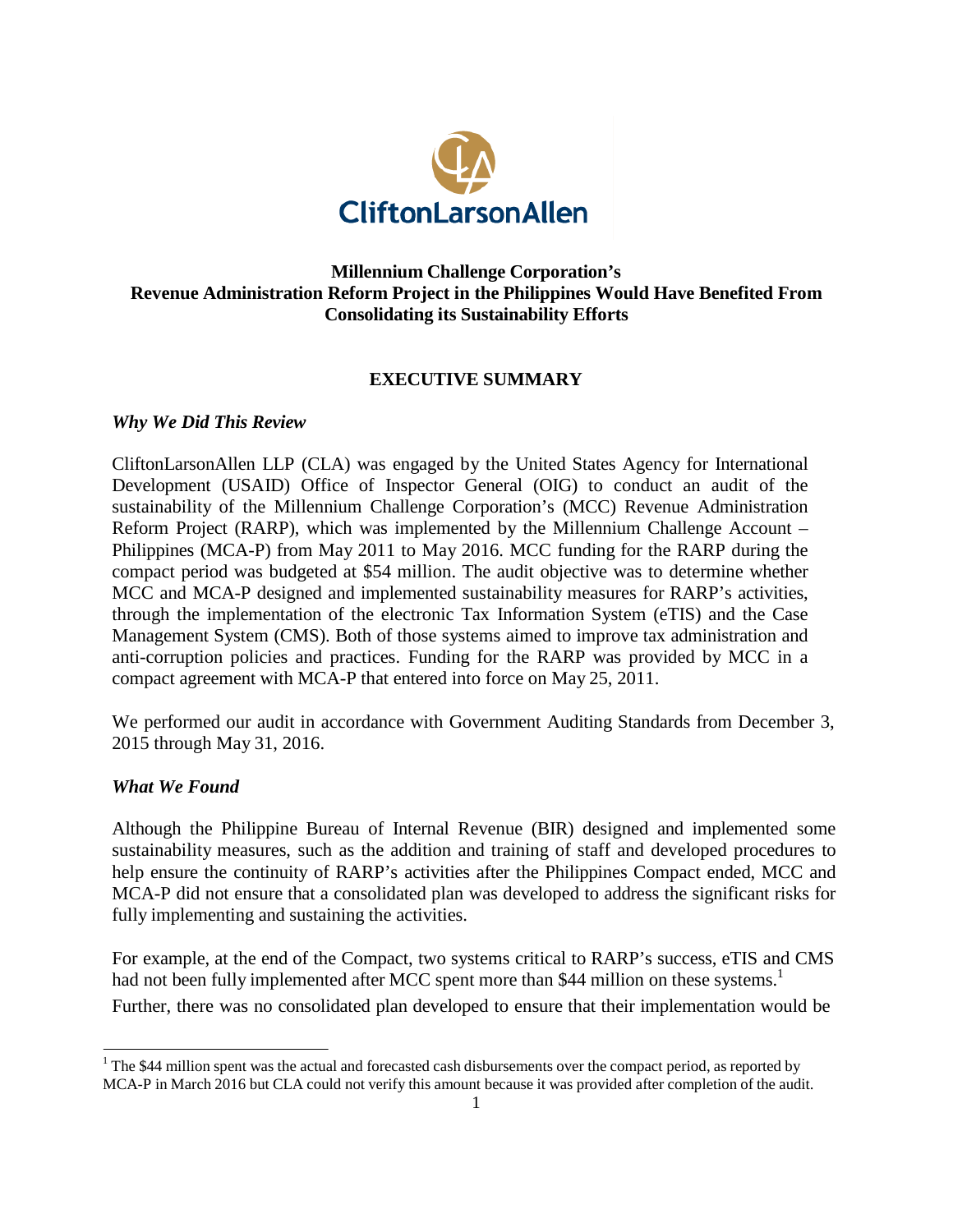# Millennium Challenge Corporation's Revenue Administration Reform Project in the Philippines Would Have Benefited From Consolidating its Sustainability Efforts

## EXECUTIVE SUMMARY

### *Why We Did This Review*

CliftonLarsonAllen LLP (CLA) was engaged by the United States Agency for International Development (USAID) Office of Inspector General (OIG) to conduct an audit of the sustainability of the Millennium Challenge Corporation's (MCC) Revenue Administration Reform Project (RARP), which was implemented by the Millennium Challenge Account – Philippines (MCA-P) from May 2011 to May 2016. MCC funding for the RARP during the compact period was budgeted at $54 million. The audit objective was to determine whether MCC and MCA-P designed and implemented sustainability measures for RARP's activities, through the implementation of the electronic Tax Information System (eTIS) and the Case Management System (CMS). Both of those systems aimed to improve tax administration and anti-corruption policies and practices. Funding for the RARP was provided by MCC in a compact agreement with MCA-P that entered into force on May 25, 2011.

We performed our audit in accordance with Government Auditing Standards from December 3, 2015 through May 31, 2016.

### *What We Found*

Although the Philippine Bureau of Internal Revenue (BIR) designed and implemented some sustainability measures, such as the addition and training of staff and developed procedures to help ensure the continuity of RARP's activities after the Philippines Compact ended, MCC and MCA-P did not ensure that a consolidated plan was developed to address the significant risks for fully implementing and sustaining the activities.

For example, at the end of the Compact, two systems critical to RARP's success, eTIS and CMS had not been fully implemented after MCC spent more than $44 million on these systems.[1] Further, there was no consolidated plan developed to ensure that their implementation would be

[1] The $44 million spent was the actual and forecasted cash disbursements over the compact period, as reported by MCA-P in March 2016 but CLA could not verify this amount because it was provided after completion of the audit.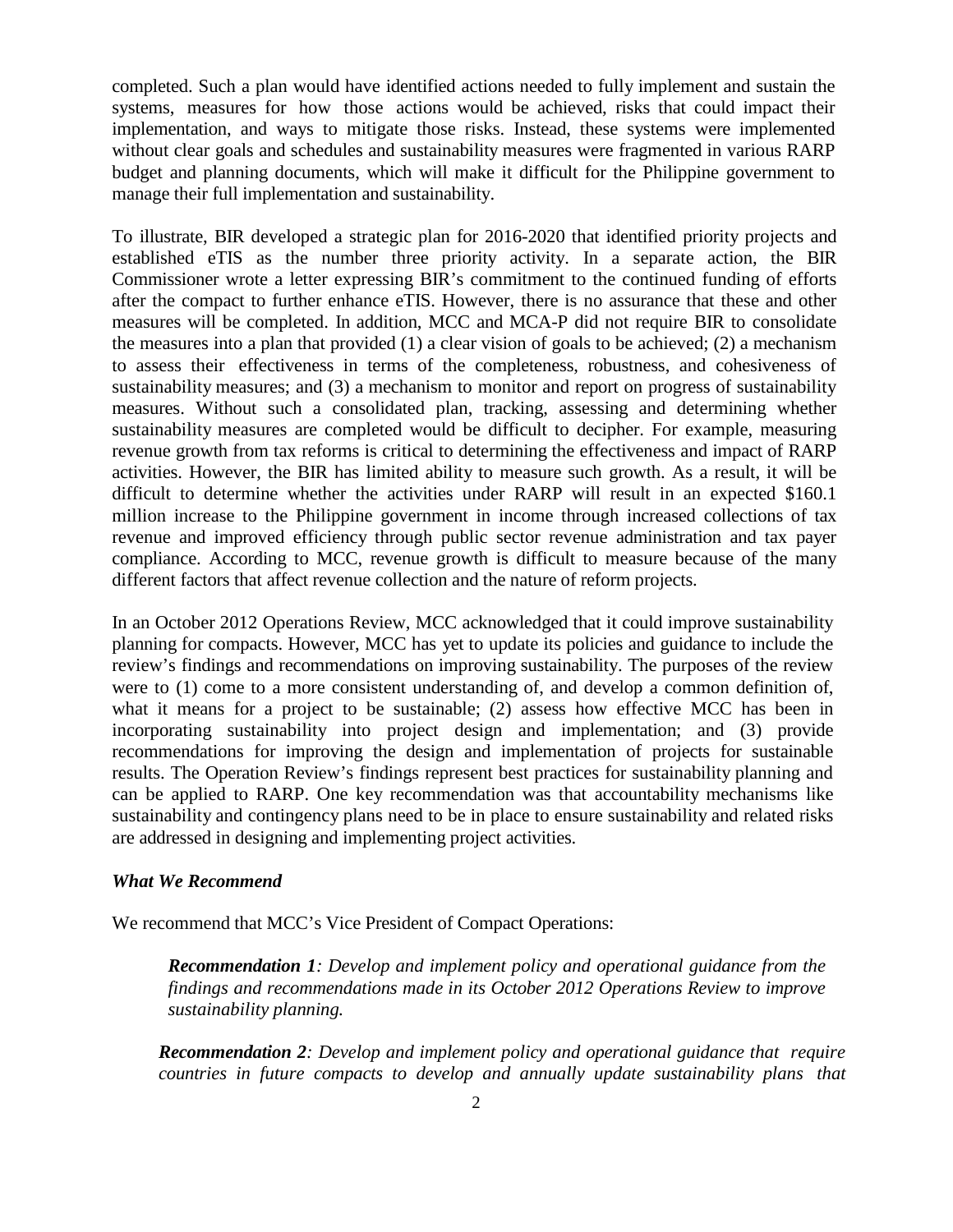completed. Such a plan would have identified actions needed to fully implement and sustain the systems, measures for how those actions would be achieved, risks that could impact their implementation, and ways to mitigate those risks. Instead, these systems were implemented without clear goals and schedules and sustainability measures were fragmented in various RARP budget and planning documents, which will make it difficult for the Philippine government to manage their full implementation and sustainability.

To illustrate, BIR developed a strategic plan for 2016-2020 that identified priority projects and established eTIS as the number three priority activity. In a separate action, the BIR Commissioner wrote a letter expressing BIR's commitment to the continued funding of efforts after the compact to further enhance eTIS. However, there is no assurance that these and other measures will be completed. In addition, MCC and MCA-P did not require BIR to consolidate the measures into a plan that provided (1) a clear vision of goals to be achieved; (2) a mechanism to assess their effectiveness in terms of the completeness, robustness, and cohesiveness of sustainability measures; and (3) a mechanism to monitor and report on progress of sustainability measures. Without such a consolidated plan, tracking, assessing and determining whether sustainability measures are completed would be difficult to decipher. For example, measuring revenue growth from tax reforms is critical to determining the effectiveness and impact of RARP activities. However, the BIR has limited ability to measure such growth. As a result, it will be difficult to determine whether the activities under RARP will result in an expected $160.1 million increase to the Philippine government in income through increased collections of tax revenue and improved efficiency through public sector revenue administration and tax payer compliance. According to MCC, revenue growth is difficult to measure because of the many different factors that affect revenue collection and the nature of reform projects.

In an October 2012 Operations Review, MCC acknowledged that it could improve sustainability planning for compacts. However, MCC has yet to update its policies and guidance to include the review's findings and recommendations on improving sustainability. The purposes of the review were to (1) come to a more consistent understanding of, and develop a common definition of, what it means for a project to be sustainable; (2) assess how effective MCC has been in incorporating sustainability into project design and implementation; and (3) provide recommendations for improving the design and implementation of projects for sustainable results. The Operation Review's findings represent best practices for sustainability planning and can be applied to RARP. One key recommendation was that accountability mechanisms like sustainability and contingency plans need to be in place to ensure sustainability and related risks are addressed in designing and implementing project activities.

### *What We Recommend*

We recommend that MCC's Vice President of Compact Operations:

> ***Recommendation 1****: Develop and implement policy and operational guidance from the findings and recommendations made in its October 2012 Operations Review to improve sustainability planning.*
>
> ***Recommendation 2****: Develop and implement policy and operational guidance that require countries in future compacts to develop and annually update sustainability plans that*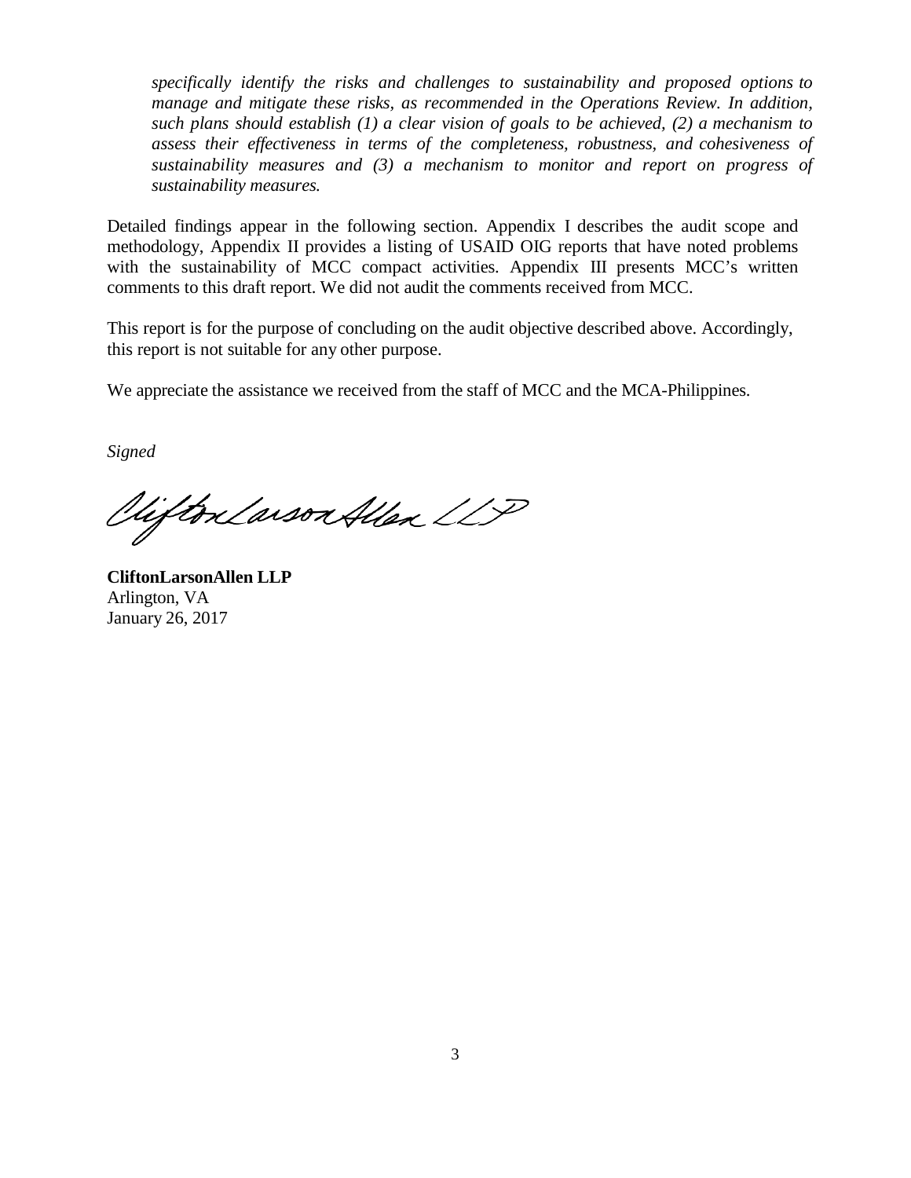*specifically identify the risks and challenges to sustainability and proposed options to manage and mitigate these risks, as recommended in the Operations Review. In addition, such plans should establish (1) a clear vision of goals to be achieved, (2) a mechanism to assess their effectiveness in terms of the completeness, robustness, and cohesiveness of sustainability measures and (3) a mechanism to monitor and report on progress of sustainability measures.*

Detailed findings appear in the following section. Appendix I describes the audit scope and methodology, Appendix II provides a listing of USAID OIG reports that have noted problems with the sustainability of MCC compact activities. Appendix III presents MCC's written comments to this draft report. We did not audit the comments received from MCC.

This report is for the purpose of concluding on the audit objective described above. Accordingly, this report is not suitable for any other purpose.

We appreciate the assistance we received from the staff of MCC and the MCA-Philippines.

*Signed*

CliftonLarsonAllen LLP

**CliftonLarsonAllen LLP**
Arlington, VA
January 26, 2017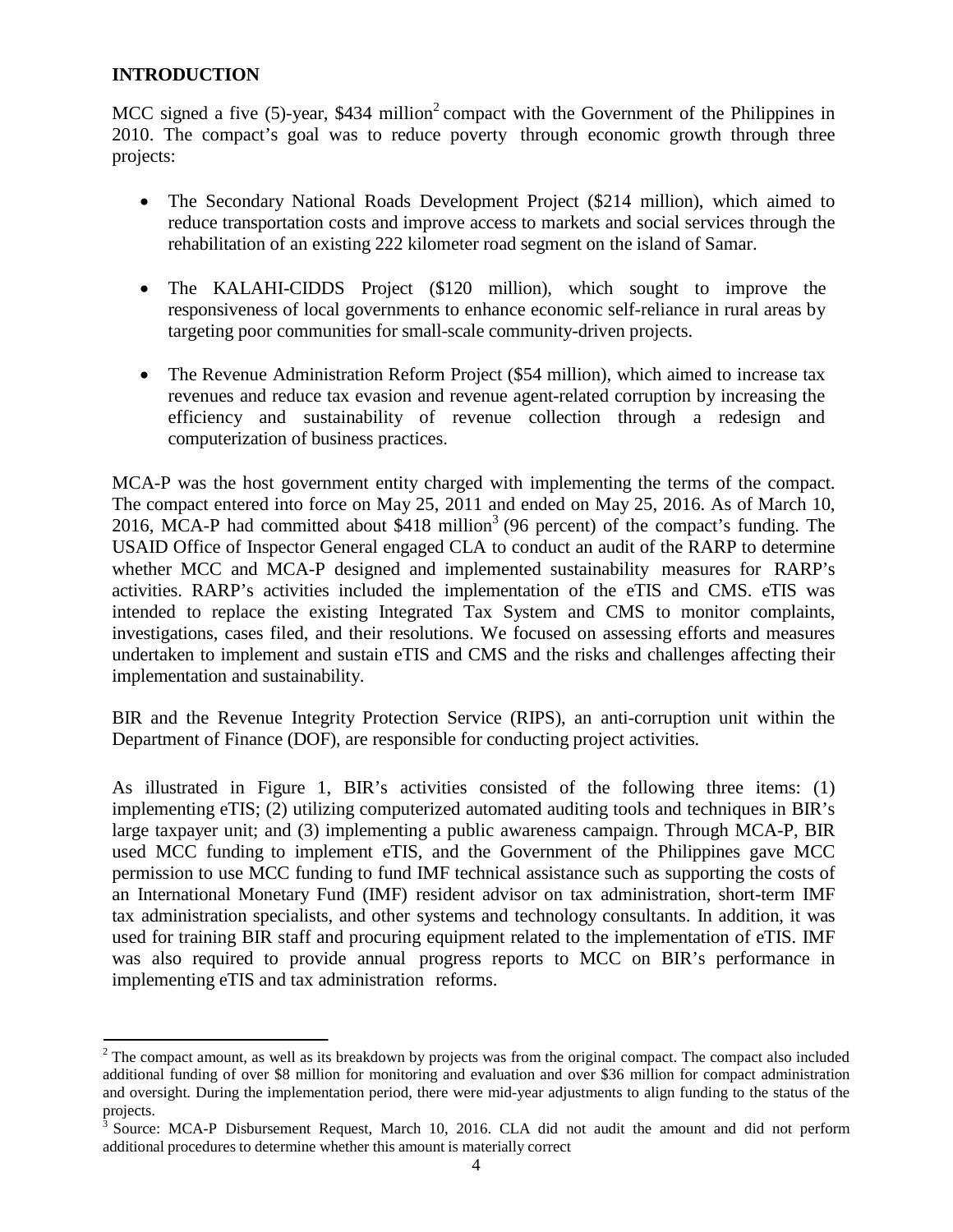## INTRODUCTION

MCC signed a five (5)-year, $434 million[2] compact with the Government of the Philippines in 2010. The compact's goal was to reduce poverty through economic growth through three projects:

- The Secondary National Roads Development Project ($214 million), which aimed to reduce transportation costs and improve access to markets and social services through the rehabilitation of an existing 222 kilometer road segment on the island of Samar.

- The KALAHI-CIDDS Project ($120 million), which sought to improve the responsiveness of local governments to enhance economic self-reliance in rural areas by targeting poor communities for small-scale community-driven projects.

- The Revenue Administration Reform Project ($54 million), which aimed to increase tax revenues and reduce tax evasion and revenue agent-related corruption by increasing the efficiency and sustainability of revenue collection through a redesign and computerization of business practices.

MCA-P was the host government entity charged with implementing the terms of the compact. The compact entered into force on May 25, 2011 and ended on May 25, 2016. As of March 10, 2016, MCA-P had committed about $418 million[3] (96 percent) of the compact's funding. The USAID Office of Inspector General engaged CLA to conduct an audit of the RARP to determine whether MCC and MCA-P designed and implemented sustainability measures for RARP's activities. RARP's activities included the implementation of the eTIS and CMS. eTIS was intended to replace the existing Integrated Tax System and CMS to monitor complaints, investigations, cases filed, and their resolutions. We focused on assessing efforts and measures undertaken to implement and sustain eTIS and CMS and the risks and challenges affecting their implementation and sustainability.

BIR and the Revenue Integrity Protection Service (RIPS), an anti-corruption unit within the Department of Finance (DOF), are responsible for conducting project activities.

As illustrated in Figure 1, BIR's activities consisted of the following three items: (1) implementing eTIS; (2) utilizing computerized automated auditing tools and techniques in BIR's large taxpayer unit; and (3) implementing a public awareness campaign. Through MCA-P, BIR used MCC funding to implement eTIS, and the Government of the Philippines gave MCC permission to use MCC funding to fund IMF technical assistance such as supporting the costs of an International Monetary Fund (IMF) resident advisor on tax administration, short-term IMF tax administration specialists, and other systems and technology consultants. In addition, it was used for training BIR staff and procuring equipment related to the implementation of eTIS. IMF was also required to provide annual progress reports to MCC on BIR's performance in implementing eTIS and tax administration reforms.

---

[2] The compact amount, as well as its breakdown by projects was from the original compact. The compact also included additional funding of over $8 million for monitoring and evaluation and over $36 million for compact administration and oversight. During the implementation period, there were mid-year adjustments to align funding to the status of the projects.

[3] Source: MCA-P Disbursement Request, March 10, 2016. CLA did not audit the amount and did not perform additional procedures to determine whether this amount is materially correct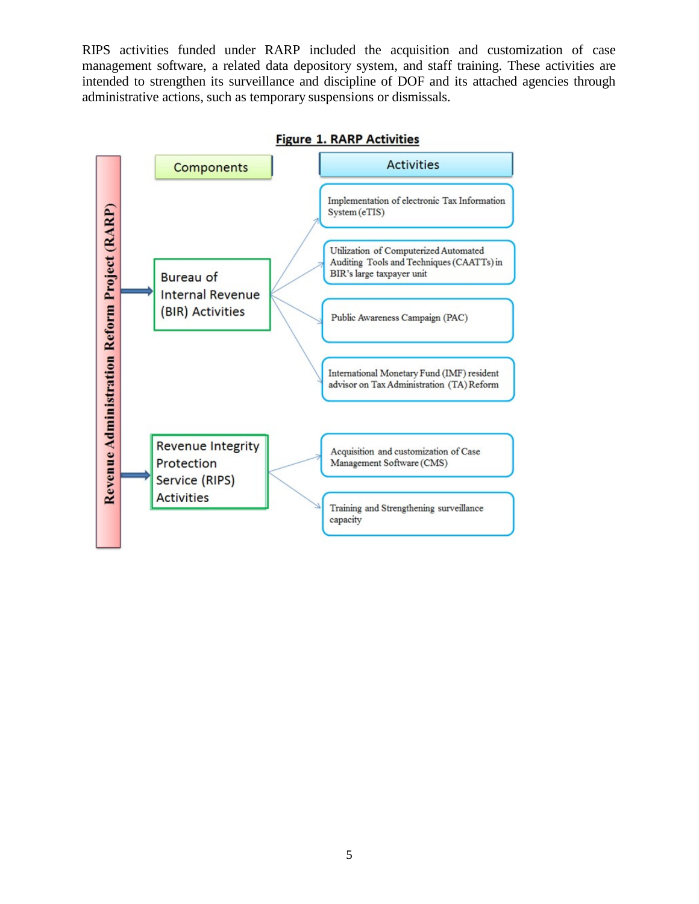RIPS activities funded under RARP included the acquisition and customization of case management software, a related data depository system, and staff training. These activities are intended to strengthen its surveillance and discipline of DOF and its attached agencies through administrative actions, such as temporary suspensions or dismissals.

**Figure 1. RARP Activities**

**Revenue Administration Reform Project (RARP)**

| Components | Activities |
| --- | --- |
| Bureau of Internal Revenue (BIR) Activities | Implementation of electronic Tax Information System (eTIS) |
| | Utilization of Computerized Automated Auditing Tools and Techniques (CAATTs) in BIR's large taxpayer unit |
| | Public Awareness Campaign (PAC) |
| | International Monetary Fund (IMF) resident advisor on Tax Administration (TA) Reform |
| Revenue Integrity Protection Service (RIPS) Activities | Acquisition and customization of Case Management Software (CMS) |
| | Training and Strengthening surveillance capacity |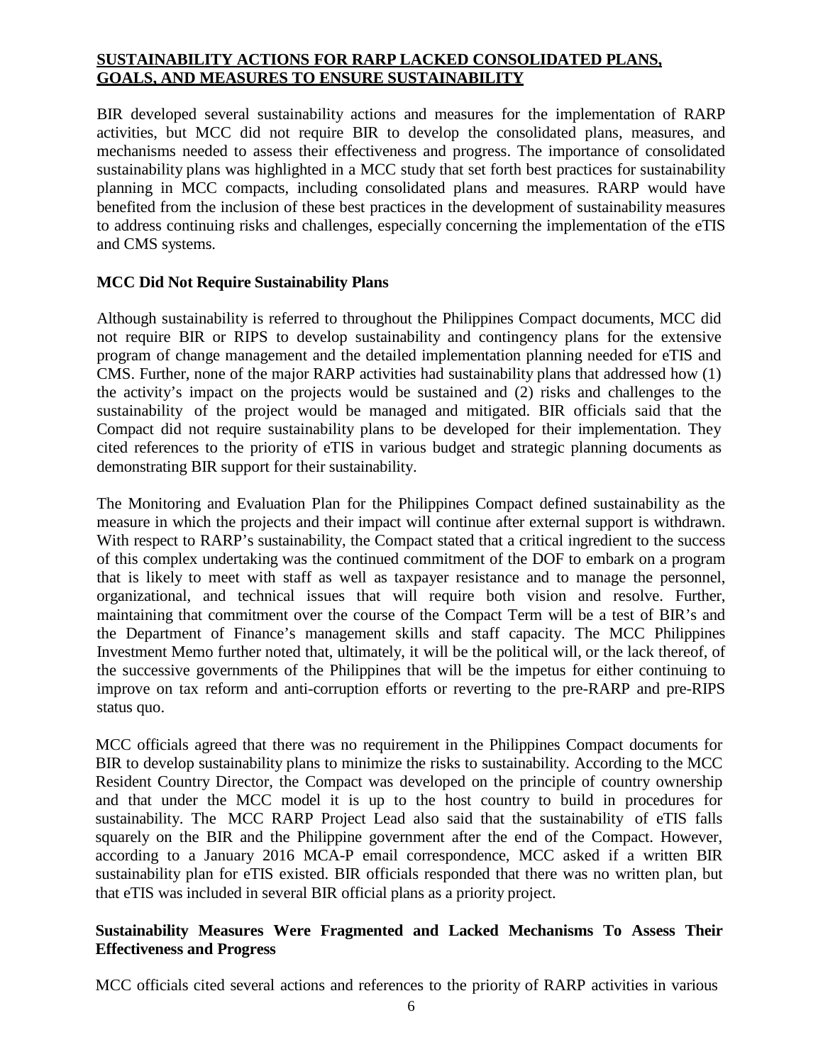## SUSTAINABILITY ACTIONS FOR RARP LACKED CONSOLIDATED PLANS, GOALS, AND MEASURES TO ENSURE SUSTAINABILITY

BIR developed several sustainability actions and measures for the implementation of RARP activities, but MCC did not require BIR to develop the consolidated plans, measures, and mechanisms needed to assess their effectiveness and progress. The importance of consolidated sustainability plans was highlighted in a MCC study that set forth best practices for sustainability planning in MCC compacts, including consolidated plans and measures. RARP would have benefited from the inclusion of these best practices in the development of sustainability measures to address continuing risks and challenges, especially concerning the implementation of the eTIS and CMS systems.

### MCC Did Not Require Sustainability Plans

Although sustainability is referred to throughout the Philippines Compact documents, MCC did not require BIR or RIPS to develop sustainability and contingency plans for the extensive program of change management and the detailed implementation planning needed for eTIS and CMS. Further, none of the major RARP activities had sustainability plans that addressed how (1) the activity's impact on the projects would be sustained and (2) risks and challenges to the sustainability of the project would be managed and mitigated. BIR officials said that the Compact did not require sustainability plans to be developed for their implementation. They cited references to the priority of eTIS in various budget and strategic planning documents as demonstrating BIR support for their sustainability.

The Monitoring and Evaluation Plan for the Philippines Compact defined sustainability as the measure in which the projects and their impact will continue after external support is withdrawn. With respect to RARP's sustainability, the Compact stated that a critical ingredient to the success of this complex undertaking was the continued commitment of the DOF to embark on a program that is likely to meet with staff as well as taxpayer resistance and to manage the personnel, organizational, and technical issues that will require both vision and resolve. Further, maintaining that commitment over the course of the Compact Term will be a test of BIR's and the Department of Finance's management skills and staff capacity. The MCC Philippines Investment Memo further noted that, ultimately, it will be the political will, or the lack thereof, of the successive governments of the Philippines that will be the impetus for either continuing to improve on tax reform and anti-corruption efforts or reverting to the pre-RARP and pre-RIPS status quo.

MCC officials agreed that there was no requirement in the Philippines Compact documents for BIR to develop sustainability plans to minimize the risks to sustainability. According to the MCC Resident Country Director, the Compact was developed on the principle of country ownership and that under the MCC model it is up to the host country to build in procedures for sustainability. The MCC RARP Project Lead also said that the sustainability of eTIS falls squarely on the BIR and the Philippine government after the end of the Compact. However, according to a January 2016 MCA-P email correspondence, MCC asked if a written BIR sustainability plan for eTIS existed. BIR officials responded that there was no written plan, but that eTIS was included in several BIR official plans as a priority project.

### Sustainability Measures Were Fragmented and Lacked Mechanisms To Assess Their Effectiveness and Progress

MCC officials cited several actions and references to the priority of RARP activities in various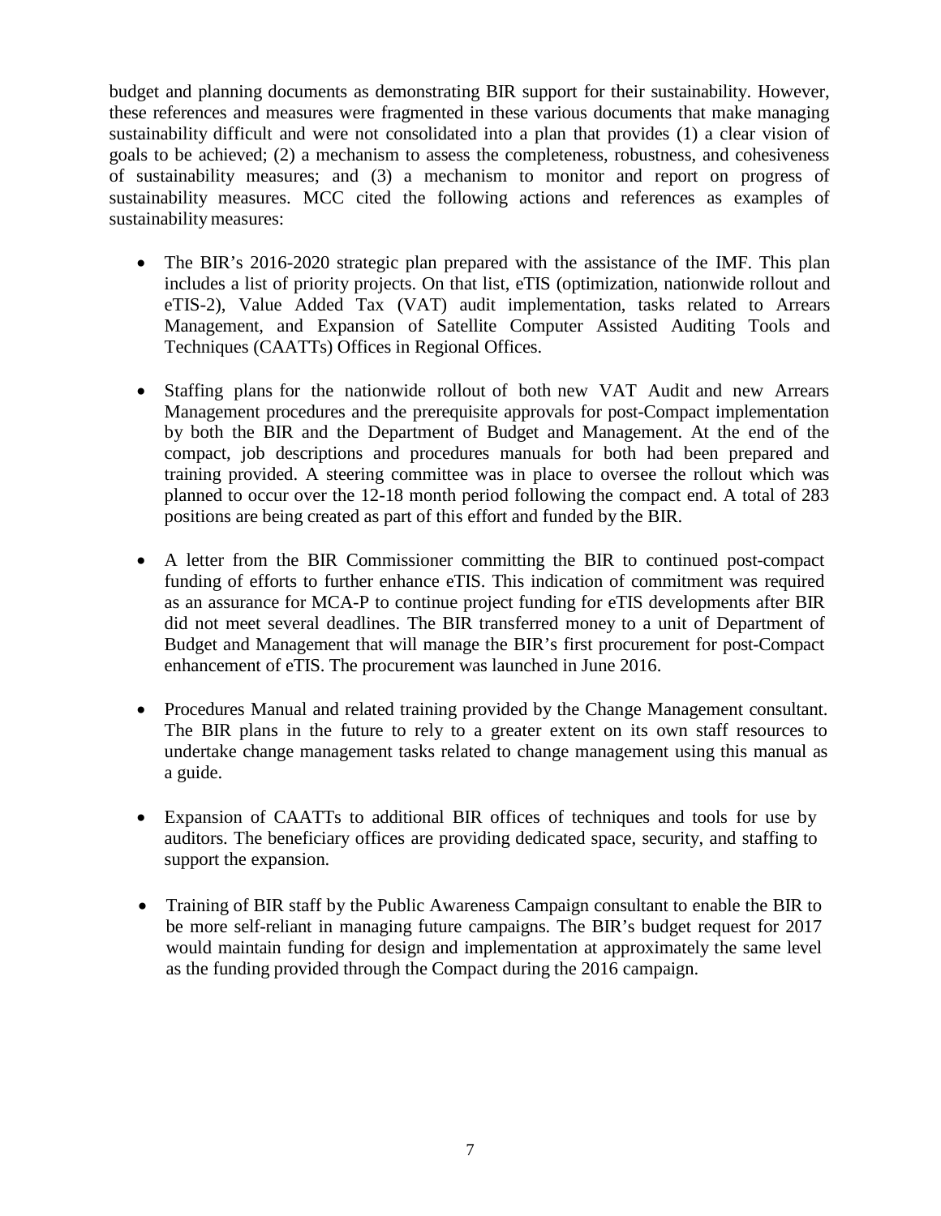budget and planning documents as demonstrating BIR support for their sustainability. However, these references and measures were fragmented in these various documents that make managing sustainability difficult and were not consolidated into a plan that provides (1) a clear vision of goals to be achieved; (2) a mechanism to assess the completeness, robustness, and cohesiveness of sustainability measures; and (3) a mechanism to monitor and report on progress of sustainability measures. MCC cited the following actions and references as examples of sustainability measures:

- The BIR's 2016-2020 strategic plan prepared with the assistance of the IMF. This plan includes a list of priority projects. On that list, eTIS (optimization, nationwide rollout and eTIS-2), Value Added Tax (VAT) audit implementation, tasks related to Arrears Management, and Expansion of Satellite Computer Assisted Auditing Tools and Techniques (CAATTs) Offices in Regional Offices.

- Staffing plans for the nationwide rollout of both new VAT Audit and new Arrears Management procedures and the prerequisite approvals for post-Compact implementation by both the BIR and the Department of Budget and Management. At the end of the compact, job descriptions and procedures manuals for both had been prepared and training provided. A steering committee was in place to oversee the rollout which was planned to occur over the 12-18 month period following the compact end. A total of 283 positions are being created as part of this effort and funded by the BIR.

- A letter from the BIR Commissioner committing the BIR to continued post-compact funding of efforts to further enhance eTIS. This indication of commitment was required as an assurance for MCA-P to continue project funding for eTIS developments after BIR did not meet several deadlines. The BIR transferred money to a unit of Department of Budget and Management that will manage the BIR's first procurement for post-Compact enhancement of eTIS. The procurement was launched in June 2016.

- Procedures Manual and related training provided by the Change Management consultant. The BIR plans in the future to rely to a greater extent on its own staff resources to undertake change management tasks related to change management using this manual as a guide.

- Expansion of CAATTs to additional BIR offices of techniques and tools for use by auditors. The beneficiary offices are providing dedicated space, security, and staffing to support the expansion.

- Training of BIR staff by the Public Awareness Campaign consultant to enable the BIR to be more self-reliant in managing future campaigns. The BIR's budget request for 2017 would maintain funding for design and implementation at approximately the same level as the funding provided through the Compact during the 2016 campaign.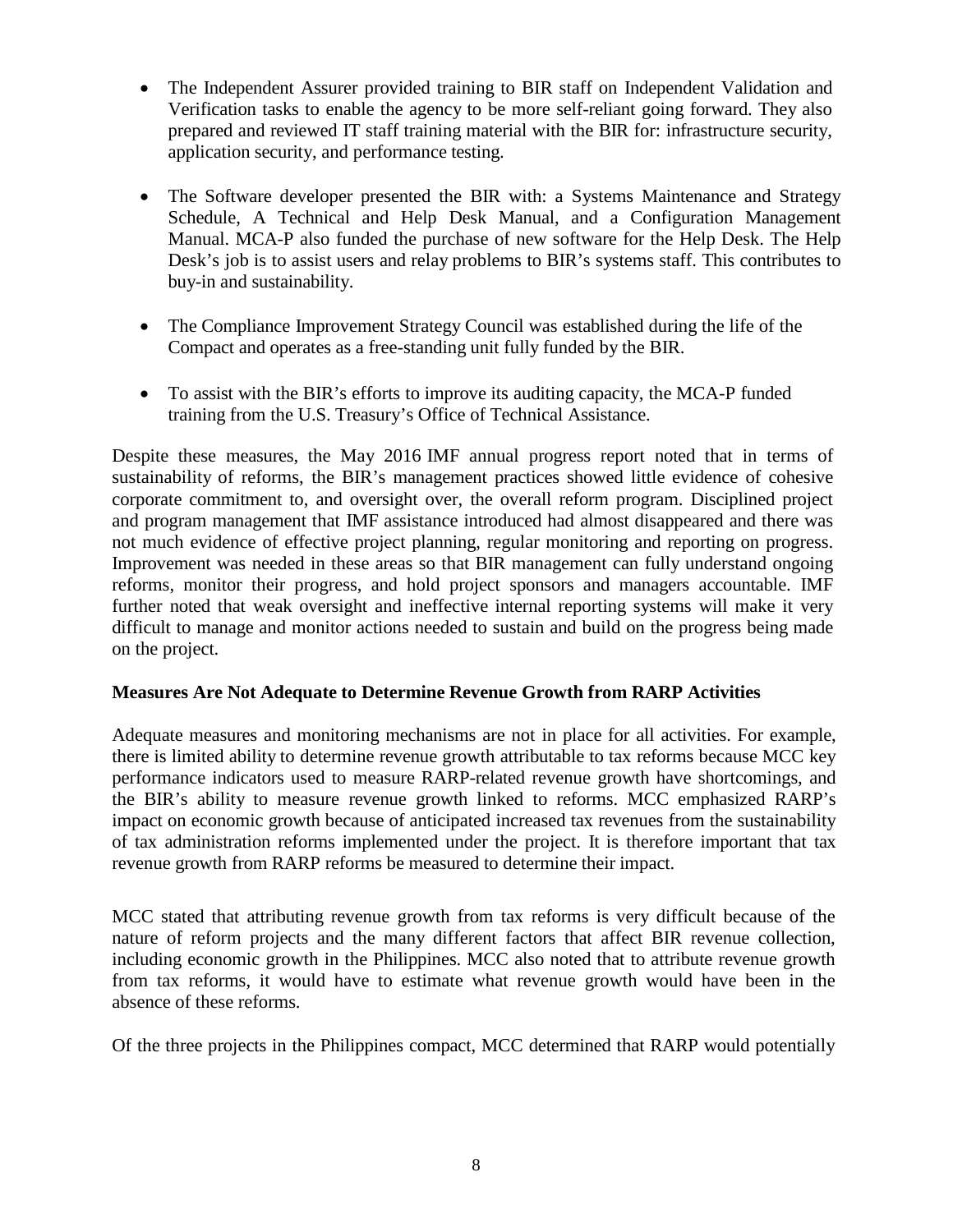- The Independent Assurer provided training to BIR staff on Independent Validation and Verification tasks to enable the agency to be more self-reliant going forward. They also prepared and reviewed IT staff training material with the BIR for: infrastructure security, application security, and performance testing.

- The Software developer presented the BIR with: a Systems Maintenance and Strategy Schedule, A Technical and Help Desk Manual, and a Configuration Management Manual. MCA-P also funded the purchase of new software for the Help Desk. The Help Desk's job is to assist users and relay problems to BIR's systems staff. This contributes to buy-in and sustainability.

- The Compliance Improvement Strategy Council was established during the life of the Compact and operates as a free-standing unit fully funded by the BIR.

- To assist with the BIR's efforts to improve its auditing capacity, the MCA-P funded training from the U.S. Treasury's Office of Technical Assistance.

Despite these measures, the May 2016 IMF annual progress report noted that in terms of sustainability of reforms, the BIR's management practices showed little evidence of cohesive corporate commitment to, and oversight over, the overall reform program. Disciplined project and program management that IMF assistance introduced had almost disappeared and there was not much evidence of effective project planning, regular monitoring and reporting on progress. Improvement was needed in these areas so that BIR management can fully understand ongoing reforms, monitor their progress, and hold project sponsors and managers accountable. IMF further noted that weak oversight and ineffective internal reporting systems will make it very difficult to manage and monitor actions needed to sustain and build on the progress being made on the project.

**Measures Are Not Adequate to Determine Revenue Growth from RARP Activities**

Adequate measures and monitoring mechanisms are not in place for all activities. For example, there is limited ability to determine revenue growth attributable to tax reforms because MCC key performance indicators used to measure RARP-related revenue growth have shortcomings, and the BIR's ability to measure revenue growth linked to reforms. MCC emphasized RARP's impact on economic growth because of anticipated increased tax revenues from the sustainability of tax administration reforms implemented under the project. It is therefore important that tax revenue growth from RARP reforms be measured to determine their impact.

MCC stated that attributing revenue growth from tax reforms is very difficult because of the nature of reform projects and the many different factors that affect BIR revenue collection, including economic growth in the Philippines. MCC also noted that to attribute revenue growth from tax reforms, it would have to estimate what revenue growth would have been in the absence of these reforms.

Of the three projects in the Philippines compact, MCC determined that RARP would potentially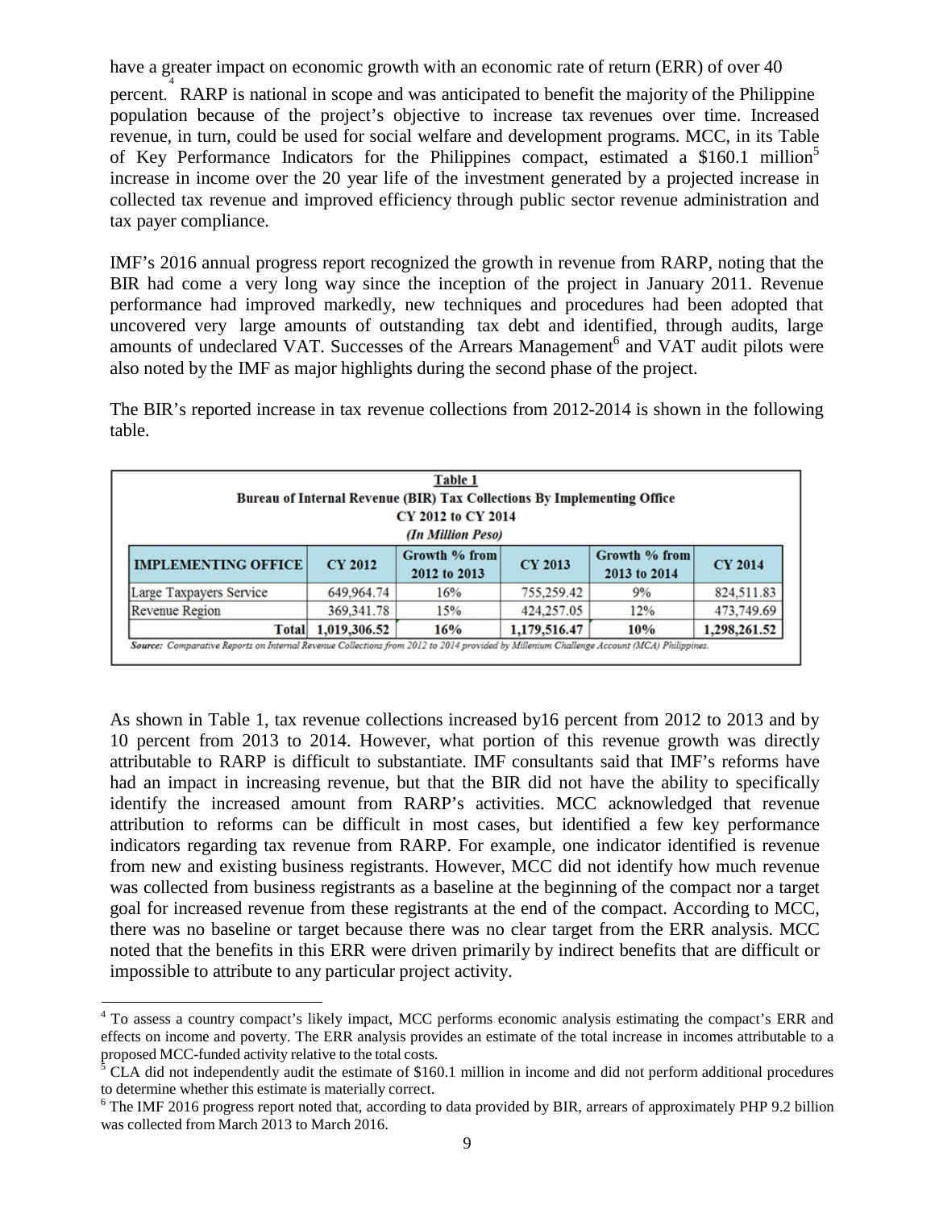have a greater impact on economic growth with an economic rate of return (ERR) of over 40 percent.[4] RARP is national in scope and was anticipated to benefit the majority of the Philippine population because of the project's objective to increase tax revenues over time. Increased revenue, in turn, could be used for social welfare and development programs. MCC, in its Table of Key Performance Indicators for the Philippines compact, estimated a $160.1 million[5] increase in income over the 20 year life of the investment generated by a projected increase in collected tax revenue and improved efficiency through public sector revenue administration and tax payer compliance.

IMF's 2016 annual progress report recognized the growth in revenue from RARP, noting that the BIR had come a very long way since the inception of the project in January 2011. Revenue performance had improved markedly, new techniques and procedures had been adopted that uncovered very large amounts of outstanding tax debt and identified, through audits, large amounts of undeclared VAT. Successes of the Arrears Management[6] and VAT audit pilots were also noted by the IMF as major highlights during the second phase of the project.

The BIR's reported increase in tax revenue collections from 2012-2014 is shown in the following table.

**Table 1**
**Bureau of Internal Revenue (BIR) Tax Collections By Implementing Office**
**CY 2012 to CY 2014**
***(In Million Peso)***

| IMPLEMENTING OFFICE | CY 2012 | Growth % from 2012 to 2013 | CY 2013 | Growth % from 2013 to 2014 | CY 2014 |
|---|---|---|---|---|---|
| Large Taxpayers Service | 649,964.74 | 16% | 755,259.42 | 9% | 824,511.83 |
| Revenue Region | 369,341.78 | 15% | 424,257.05 | 12% | 473,749.69 |
| **Total** | **1,019,306.52** | **16%** | **1,179,516.47** | **10%** | **1,298,261.52** |

*Source: Comparative Reports on Internal Revenue Collections from 2012 to 2014 provided by Millenium Challenge Account (MCA) Philippines.*

As shown in Table 1, tax revenue collections increased by16 percent from 2012 to 2013 and by 10 percent from 2013 to 2014. However, what portion of this revenue growth was directly attributable to RARP is difficult to substantiate. IMF consultants said that IMF's reforms have had an impact in increasing revenue, but that the BIR did not have the ability to specifically identify the increased amount from RARP's activities. MCC acknowledged that revenue attribution to reforms can be difficult in most cases, but identified a few key performance indicators regarding tax revenue from RARP. For example, one indicator identified is revenue from new and existing business registrants. However, MCC did not identify how much revenue was collected from business registrants as a baseline at the beginning of the compact nor a target goal for increased revenue from these registrants at the end of the compact. According to MCC, there was no baseline or target because there was no clear target from the ERR analysis. MCC noted that the benefits in this ERR were driven primarily by indirect benefits that are difficult or impossible to attribute to any particular project activity.

[4] To assess a country compact's likely impact, MCC performs economic analysis estimating the compact's ERR and effects on income and poverty. The ERR analysis provides an estimate of the total increase in incomes attributable to a proposed MCC-funded activity relative to the total costs.

[5] CLA did not independently audit the estimate of $160.1 million in income and did not perform additional procedures to determine whether this estimate is materially correct.

[6] The IMF 2016 progress report noted that, according to data provided by BIR, arrears of approximately PHP 9.2 billion was collected from March 2013 to March 2016.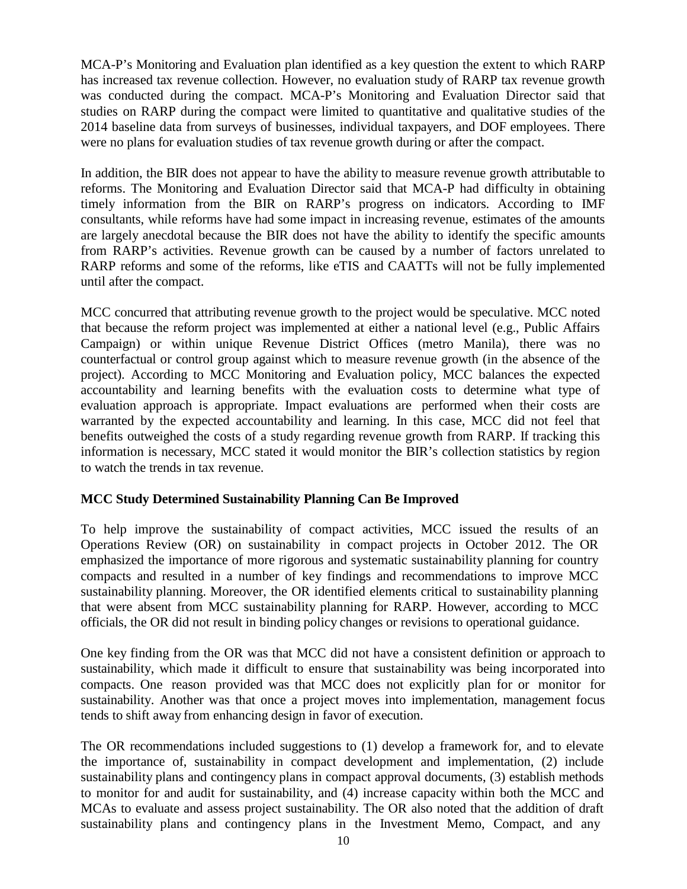MCA-P's Monitoring and Evaluation plan identified as a key question the extent to which RARP has increased tax revenue collection. However, no evaluation study of RARP tax revenue growth was conducted during the compact. MCA-P's Monitoring and Evaluation Director said that studies on RARP during the compact were limited to quantitative and qualitative studies of the 2014 baseline data from surveys of businesses, individual taxpayers, and DOF employees. There were no plans for evaluation studies of tax revenue growth during or after the compact.

In addition, the BIR does not appear to have the ability to measure revenue growth attributable to reforms. The Monitoring and Evaluation Director said that MCA-P had difficulty in obtaining timely information from the BIR on RARP's progress on indicators. According to IMF consultants, while reforms have had some impact in increasing revenue, estimates of the amounts are largely anecdotal because the BIR does not have the ability to identify the specific amounts from RARP's activities. Revenue growth can be caused by a number of factors unrelated to RARP reforms and some of the reforms, like eTIS and CAATTs will not be fully implemented until after the compact.

MCC concurred that attributing revenue growth to the project would be speculative. MCC noted that because the reform project was implemented at either a national level (e.g., Public Affairs Campaign) or within unique Revenue District Offices (metro Manila), there was no counterfactual or control group against which to measure revenue growth (in the absence of the project). According to MCC Monitoring and Evaluation policy, MCC balances the expected accountability and learning benefits with the evaluation costs to determine what type of evaluation approach is appropriate. Impact evaluations are performed when their costs are warranted by the expected accountability and learning. In this case, MCC did not feel that benefits outweighed the costs of a study regarding revenue growth from RARP. If tracking this information is necessary, MCC stated it would monitor the BIR's collection statistics by region to watch the trends in tax revenue.

**MCC Study Determined Sustainability Planning Can Be Improved**

To help improve the sustainability of compact activities, MCC issued the results of an Operations Review (OR) on sustainability in compact projects in October 2012. The OR emphasized the importance of more rigorous and systematic sustainability planning for country compacts and resulted in a number of key findings and recommendations to improve MCC sustainability planning. Moreover, the OR identified elements critical to sustainability planning that were absent from MCC sustainability planning for RARP. However, according to MCC officials, the OR did not result in binding policy changes or revisions to operational guidance.

One key finding from the OR was that MCC did not have a consistent definition or approach to sustainability, which made it difficult to ensure that sustainability was being incorporated into compacts. One reason provided was that MCC does not explicitly plan for or monitor for sustainability. Another was that once a project moves into implementation, management focus tends to shift away from enhancing design in favor of execution.

The OR recommendations included suggestions to (1) develop a framework for, and to elevate the importance of, sustainability in compact development and implementation, (2) include sustainability plans and contingency plans in compact approval documents, (3) establish methods to monitor for and audit for sustainability, and (4) increase capacity within both the MCC and MCAs to evaluate and assess project sustainability. The OR also noted that the addition of draft sustainability plans and contingency plans in the Investment Memo, Compact, and any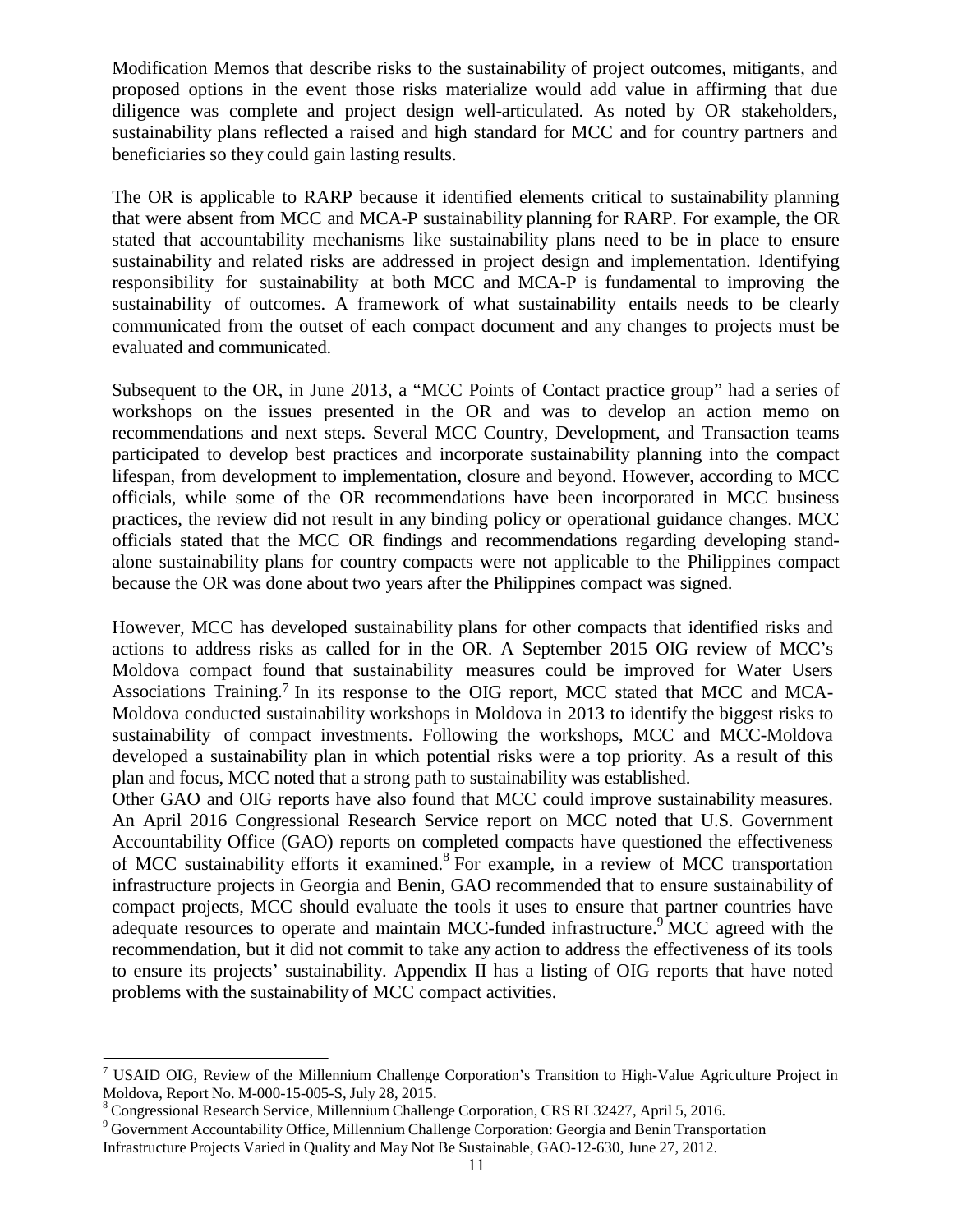Modification Memos that describe risks to the sustainability of project outcomes, mitigants, and proposed options in the event those risks materialize would add value in affirming that due diligence was complete and project design well-articulated. As noted by OR stakeholders, sustainability plans reflected a raised and high standard for MCC and for country partners and beneficiaries so they could gain lasting results.

The OR is applicable to RARP because it identified elements critical to sustainability planning that were absent from MCC and MCA-P sustainability planning for RARP. For example, the OR stated that accountability mechanisms like sustainability plans need to be in place to ensure sustainability and related risks are addressed in project design and implementation. Identifying responsibility for sustainability at both MCC and MCA-P is fundamental to improving the sustainability of outcomes. A framework of what sustainability entails needs to be clearly communicated from the outset of each compact document and any changes to projects must be evaluated and communicated.

Subsequent to the OR, in June 2013, a "MCC Points of Contact practice group" had a series of workshops on the issues presented in the OR and was to develop an action memo on recommendations and next steps. Several MCC Country, Development, and Transaction teams participated to develop best practices and incorporate sustainability planning into the compact lifespan, from development to implementation, closure and beyond. However, according to MCC officials, while some of the OR recommendations have been incorporated in MCC business practices, the review did not result in any binding policy or operational guidance changes. MCC officials stated that the MCC OR findings and recommendations regarding developing stand-alone sustainability plans for country compacts were not applicable to the Philippines compact because the OR was done about two years after the Philippines compact was signed.

However, MCC has developed sustainability plans for other compacts that identified risks and actions to address risks as called for in the OR. A September 2015 OIG review of MCC's Moldova compact found that sustainability measures could be improved for Water Users Associations Training.[7] In its response to the OIG report, MCC stated that MCC and MCA-Moldova conducted sustainability workshops in Moldova in 2013 to identify the biggest risks to sustainability of compact investments. Following the workshops, MCC and MCC-Moldova developed a sustainability plan in which potential risks were a top priority. As a result of this plan and focus, MCC noted that a strong path to sustainability was established.

Other GAO and OIG reports have also found that MCC could improve sustainability measures. An April 2016 Congressional Research Service report on MCC noted that U.S. Government Accountability Office (GAO) reports on completed compacts have questioned the effectiveness of MCC sustainability efforts it examined.[8] For example, in a review of MCC transportation infrastructure projects in Georgia and Benin, GAO recommended that to ensure sustainability of compact projects, MCC should evaluate the tools it uses to ensure that partner countries have adequate resources to operate and maintain MCC-funded infrastructure.[9] MCC agreed with the recommendation, but it did not commit to take any action to address the effectiveness of its tools to ensure its projects' sustainability. Appendix II has a listing of OIG reports that have noted problems with the sustainability of MCC compact activities.

---

[7] USAID OIG, Review of the Millennium Challenge Corporation's Transition to High-Value Agriculture Project in Moldova, Report No. M-000-15-005-S, July 28, 2015.

[8] Congressional Research Service, Millennium Challenge Corporation, CRS RL32427, April 5, 2016.

[9] Government Accountability Office, Millennium Challenge Corporation: Georgia and Benin Transportation Infrastructure Projects Varied in Quality and May Not Be Sustainable, GAO-12-630, June 27, 2012.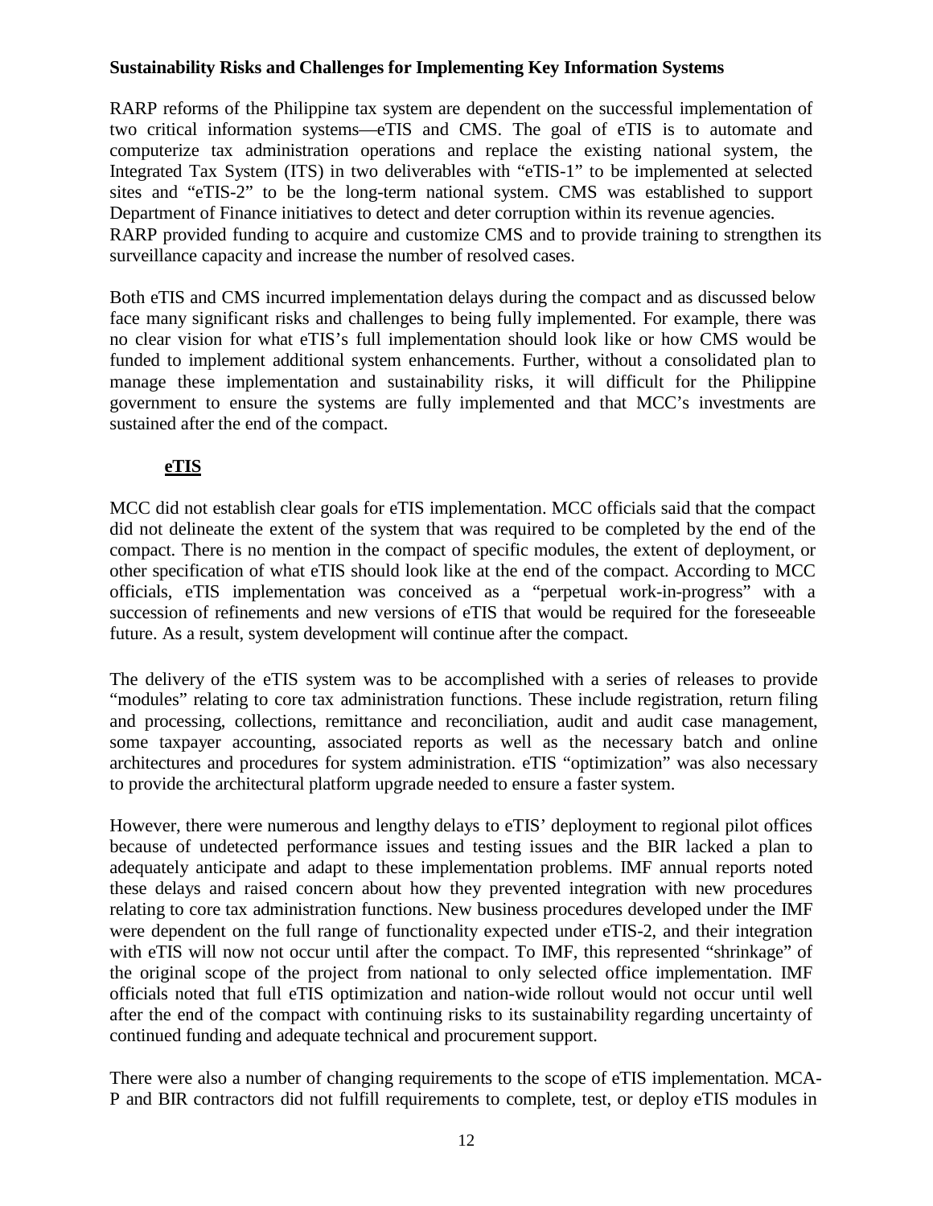**Sustainability Risks and Challenges for Implementing Key Information Systems**

RARP reforms of the Philippine tax system are dependent on the successful implementation of two critical information systems—eTIS and CMS. The goal of eTIS is to automate and computerize tax administration operations and replace the existing national system, the Integrated Tax System (ITS) in two deliverables with "eTIS-1" to be implemented at selected sites and "eTIS-2" to be the long-term national system. CMS was established to support Department of Finance initiatives to detect and deter corruption within its revenue agencies. RARP provided funding to acquire and customize CMS and to provide training to strengthen its surveillance capacity and increase the number of resolved cases.

Both eTIS and CMS incurred implementation delays during the compact and as discussed below face many significant risks and challenges to being fully implemented. For example, there was no clear vision for what eTIS's full implementation should look like or how CMS would be funded to implement additional system enhancements. Further, without a consolidated plan to manage these implementation and sustainability risks, it will difficult for the Philippine government to ensure the systems are fully implemented and that MCC's investments are sustained after the end of the compact.

**eTIS**

MCC did not establish clear goals for eTIS implementation. MCC officials said that the compact did not delineate the extent of the system that was required to be completed by the end of the compact. There is no mention in the compact of specific modules, the extent of deployment, or other specification of what eTIS should look like at the end of the compact. According to MCC officials, eTIS implementation was conceived as a "perpetual work-in-progress" with a succession of refinements and new versions of eTIS that would be required for the foreseeable future. As a result, system development will continue after the compact.

The delivery of the eTIS system was to be accomplished with a series of releases to provide "modules" relating to core tax administration functions. These include registration, return filing and processing, collections, remittance and reconciliation, audit and audit case management, some taxpayer accounting, associated reports as well as the necessary batch and online architectures and procedures for system administration. eTIS "optimization" was also necessary to provide the architectural platform upgrade needed to ensure a faster system.

However, there were numerous and lengthy delays to eTIS' deployment to regional pilot offices because of undetected performance issues and testing issues and the BIR lacked a plan to adequately anticipate and adapt to these implementation problems. IMF annual reports noted these delays and raised concern about how they prevented integration with new procedures relating to core tax administration functions. New business procedures developed under the IMF were dependent on the full range of functionality expected under eTIS-2, and their integration with eTIS will now not occur until after the compact. To IMF, this represented "shrinkage" of the original scope of the project from national to only selected office implementation. IMF officials noted that full eTIS optimization and nation-wide rollout would not occur until well after the end of the compact with continuing risks to its sustainability regarding uncertainty of continued funding and adequate technical and procurement support.

There were also a number of changing requirements to the scope of eTIS implementation. MCA-P and BIR contractors did not fulfill requirements to complete, test, or deploy eTIS modules in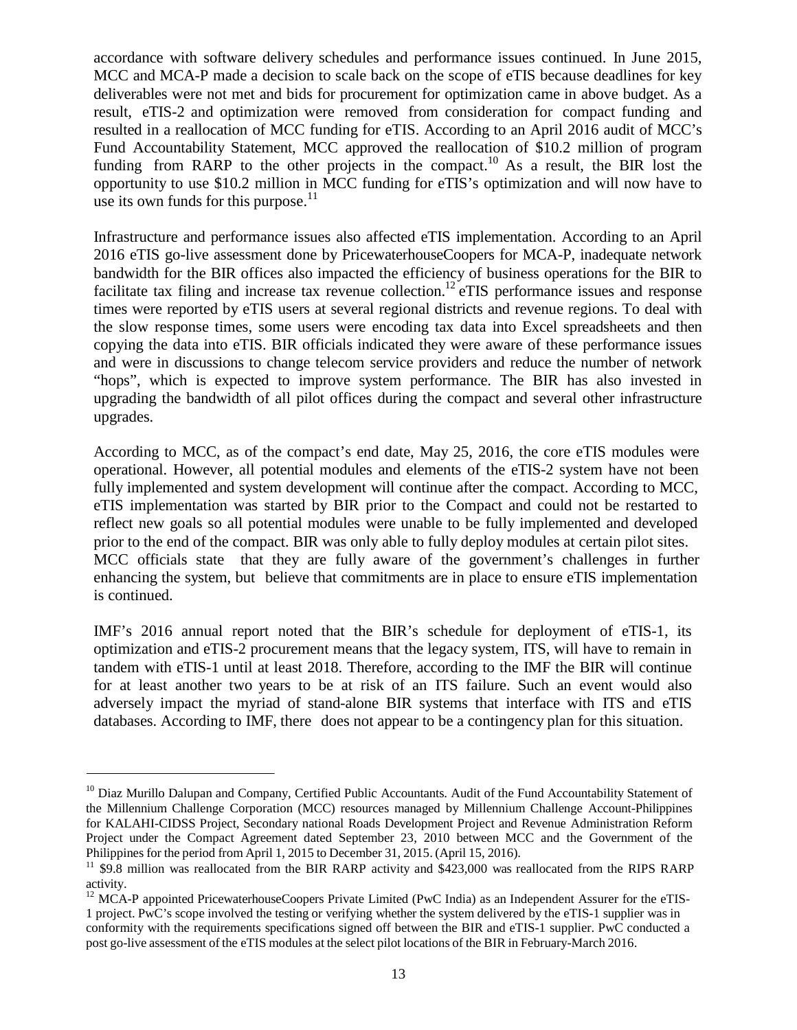accordance with software delivery schedules and performance issues continued. In June 2015, MCC and MCA-P made a decision to scale back on the scope of eTIS because deadlines for key deliverables were not met and bids for procurement for optimization came in above budget. As a result, eTIS-2 and optimization were removed from consideration for compact funding and resulted in a reallocation of MCC funding for eTIS. According to an April 2016 audit of MCC's Fund Accountability Statement, MCC approved the reallocation of $10.2 million of program funding from RARP to the other projects in the compact.[10] As a result, the BIR lost the opportunity to use $10.2 million in MCC funding for eTIS's optimization and will now have to use its own funds for this purpose.[11]

Infrastructure and performance issues also affected eTIS implementation. According to an April 2016 eTIS go-live assessment done by PricewaterhouseCoopers for MCA-P, inadequate network bandwidth for the BIR offices also impacted the efficiency of business operations for the BIR to facilitate tax filing and increase tax revenue collection.[12] eTIS performance issues and response times were reported by eTIS users at several regional districts and revenue regions. To deal with the slow response times, some users were encoding tax data into Excel spreadsheets and then copying the data into eTIS. BIR officials indicated they were aware of these performance issues and were in discussions to change telecom service providers and reduce the number of network "hops", which is expected to improve system performance. The BIR has also invested in upgrading the bandwidth of all pilot offices during the compact and several other infrastructure upgrades.

According to MCC, as of the compact's end date, May 25, 2016, the core eTIS modules were operational. However, all potential modules and elements of the eTIS-2 system have not been fully implemented and system development will continue after the compact. According to MCC, eTIS implementation was started by BIR prior to the Compact and could not be restarted to reflect new goals so all potential modules were unable to be fully implemented and developed prior to the end of the compact. BIR was only able to fully deploy modules at certain pilot sites. MCC officials state that they are fully aware of the government's challenges in further enhancing the system, but believe that commitments are in place to ensure eTIS implementation is continued.

IMF's 2016 annual report noted that the BIR's schedule for deployment of eTIS-1, its optimization and eTIS-2 procurement means that the legacy system, ITS, will have to remain in tandem with eTIS-1 until at least 2018. Therefore, according to the IMF the BIR will continue for at least another two years to be at risk of an ITS failure. Such an event would also adversely impact the myriad of stand-alone BIR systems that interface with ITS and eTIS databases. According to IMF, there does not appear to be a contingency plan for this situation.

---

[10] Diaz Murillo Dalupan and Company, Certified Public Accountants. Audit of the Fund Accountability Statement of the Millennium Challenge Corporation (MCC) resources managed by Millennium Challenge Account-Philippines for KALAHI-CIDSS Project, Secondary national Roads Development Project and Revenue Administration Reform Project under the Compact Agreement dated September 23, 2010 between MCC and the Government of the Philippines for the period from April 1, 2015 to December 31, 2015. (April 15, 2016).

[11] $9.8 million was reallocated from the BIR RARP activity and $423,000 was reallocated from the RIPS RARP activity.

[12] MCA-P appointed PricewaterhouseCoopers Private Limited (PwC India) as an Independent Assurer for the eTIS-1 project. PwC's scope involved the testing or verifying whether the system delivered by the eTIS-1 supplier was in conformity with the requirements specifications signed off between the BIR and eTIS-1 supplier. PwC conducted a post go-live assessment of the eTIS modules at the select pilot locations of the BIR in February-March 2016.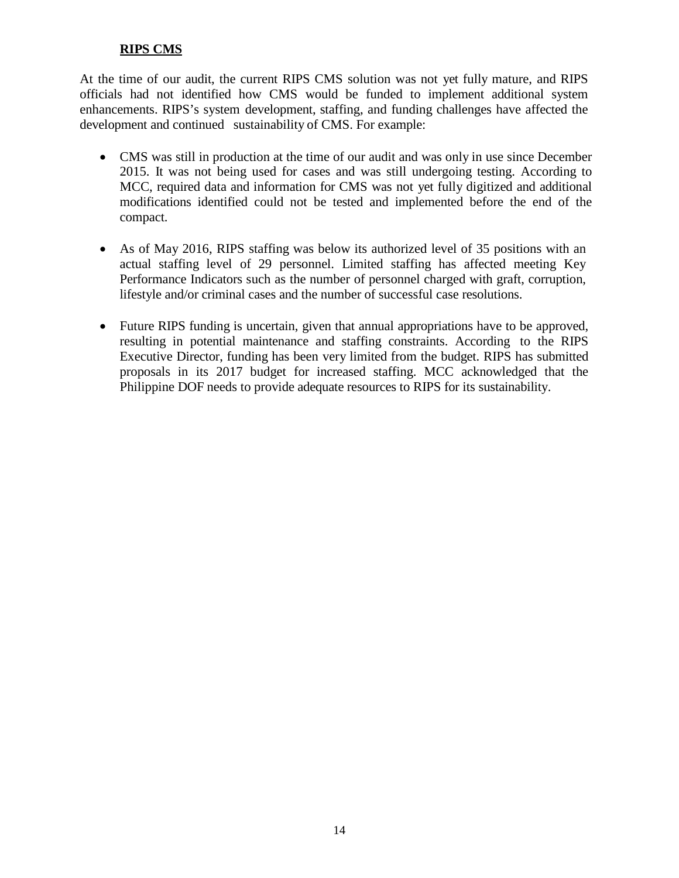**RIPS CMS**

At the time of our audit, the current RIPS CMS solution was not yet fully mature, and RIPS officials had not identified how CMS would be funded to implement additional system enhancements. RIPS's system development, staffing, and funding challenges have affected the development and continued sustainability of CMS. For example:

- CMS was still in production at the time of our audit and was only in use since December 2015. It was not being used for cases and was still undergoing testing. According to MCC, required data and information for CMS was not yet fully digitized and additional modifications identified could not be tested and implemented before the end of the compact.

- As of May 2016, RIPS staffing was below its authorized level of 35 positions with an actual staffing level of 29 personnel. Limited staffing has affected meeting Key Performance Indicators such as the number of personnel charged with graft, corruption, lifestyle and/or criminal cases and the number of successful case resolutions.

- Future RIPS funding is uncertain, given that annual appropriations have to be approved, resulting in potential maintenance and staffing constraints. According to the RIPS Executive Director, funding has been very limited from the budget. RIPS has submitted proposals in its 2017 budget for increased staffing. MCC acknowledged that the Philippine DOF needs to provide adequate resources to RIPS for its sustainability.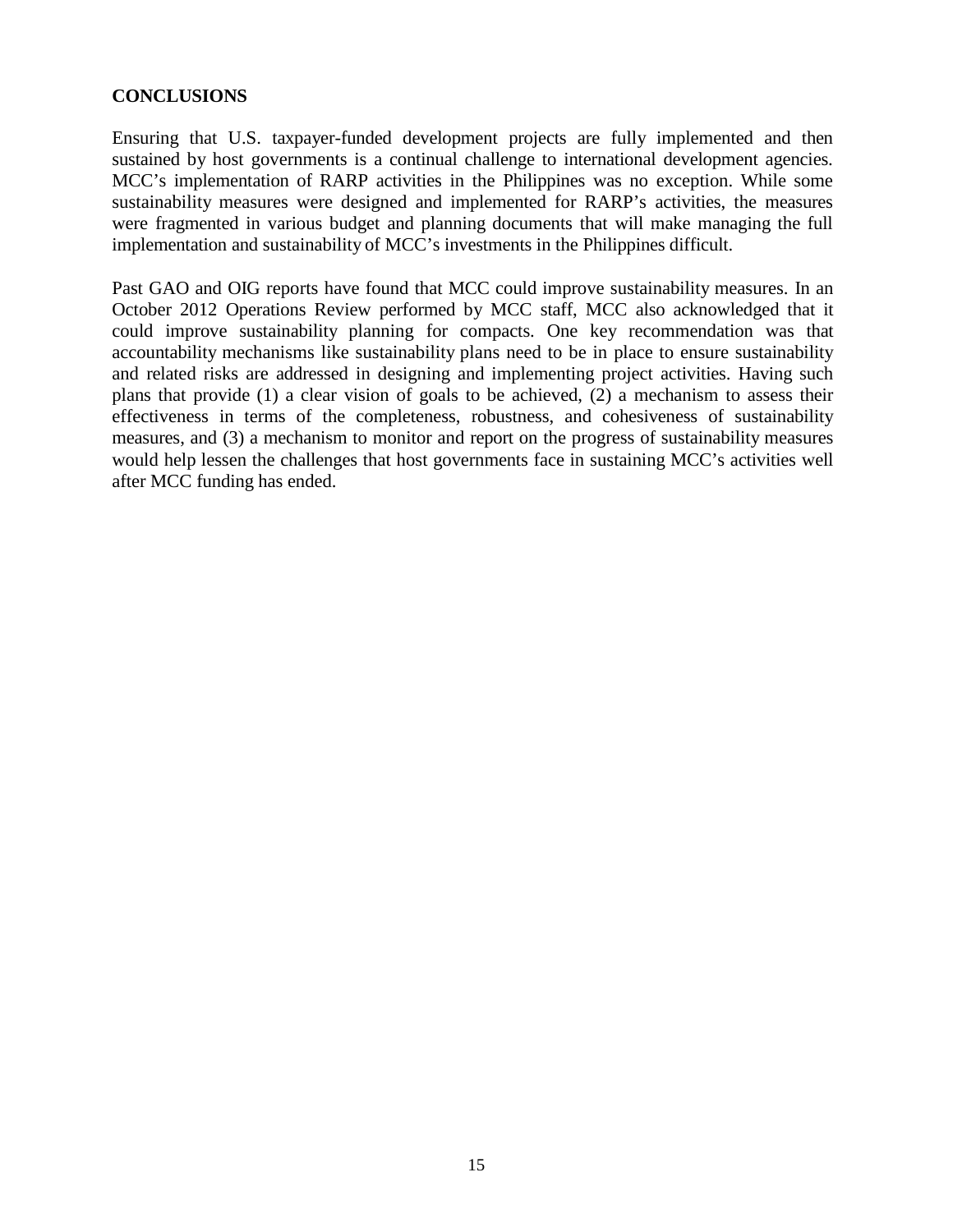## CONCLUSIONS

Ensuring that U.S. taxpayer-funded development projects are fully implemented and then sustained by host governments is a continual challenge to international development agencies. MCC's implementation of RARP activities in the Philippines was no exception. While some sustainability measures were designed and implemented for RARP's activities, the measures were fragmented in various budget and planning documents that will make managing the full implementation and sustainability of MCC's investments in the Philippines difficult.

Past GAO and OIG reports have found that MCC could improve sustainability measures. In an October 2012 Operations Review performed by MCC staff, MCC also acknowledged that it could improve sustainability planning for compacts. One key recommendation was that accountability mechanisms like sustainability plans need to be in place to ensure sustainability and related risks are addressed in designing and implementing project activities. Having such plans that provide (1) a clear vision of goals to be achieved, (2) a mechanism to assess their effectiveness in terms of the completeness, robustness, and cohesiveness of sustainability measures, and (3) a mechanism to monitor and report on the progress of sustainability measures would help lessen the challenges that host governments face in sustaining MCC's activities well after MCC funding has ended.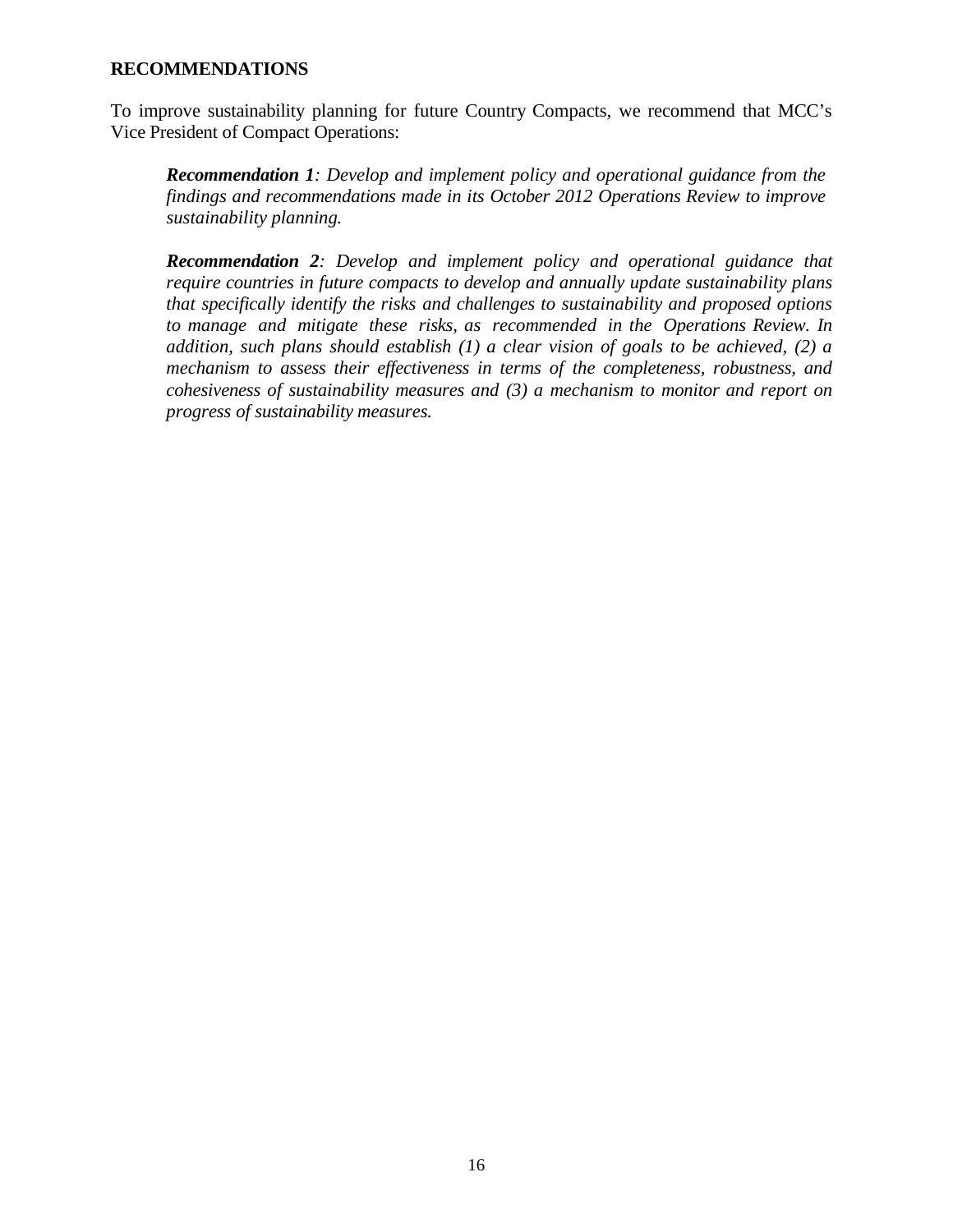## RECOMMENDATIONS

To improve sustainability planning for future Country Compacts, we recommend that MCC's Vice President of Compact Operations:

> ***Recommendation 1****: Develop and implement policy and operational guidance from the findings and recommendations made in its October 2012 Operations Review to improve sustainability planning.*
>
> ***Recommendation 2****: Develop and implement policy and operational guidance that require countries in future compacts to develop and annually update sustainability plans that specifically identify the risks and challenges to sustainability and proposed options to manage and mitigate these risks, as recommended in the Operations Review. In addition, such plans should establish (1) a clear vision of goals to be achieved, (2) a mechanism to assess their effectiveness in terms of the completeness, robustness, and cohesiveness of sustainability measures and (3) a mechanism to monitor and report on progress of sustainability measures.*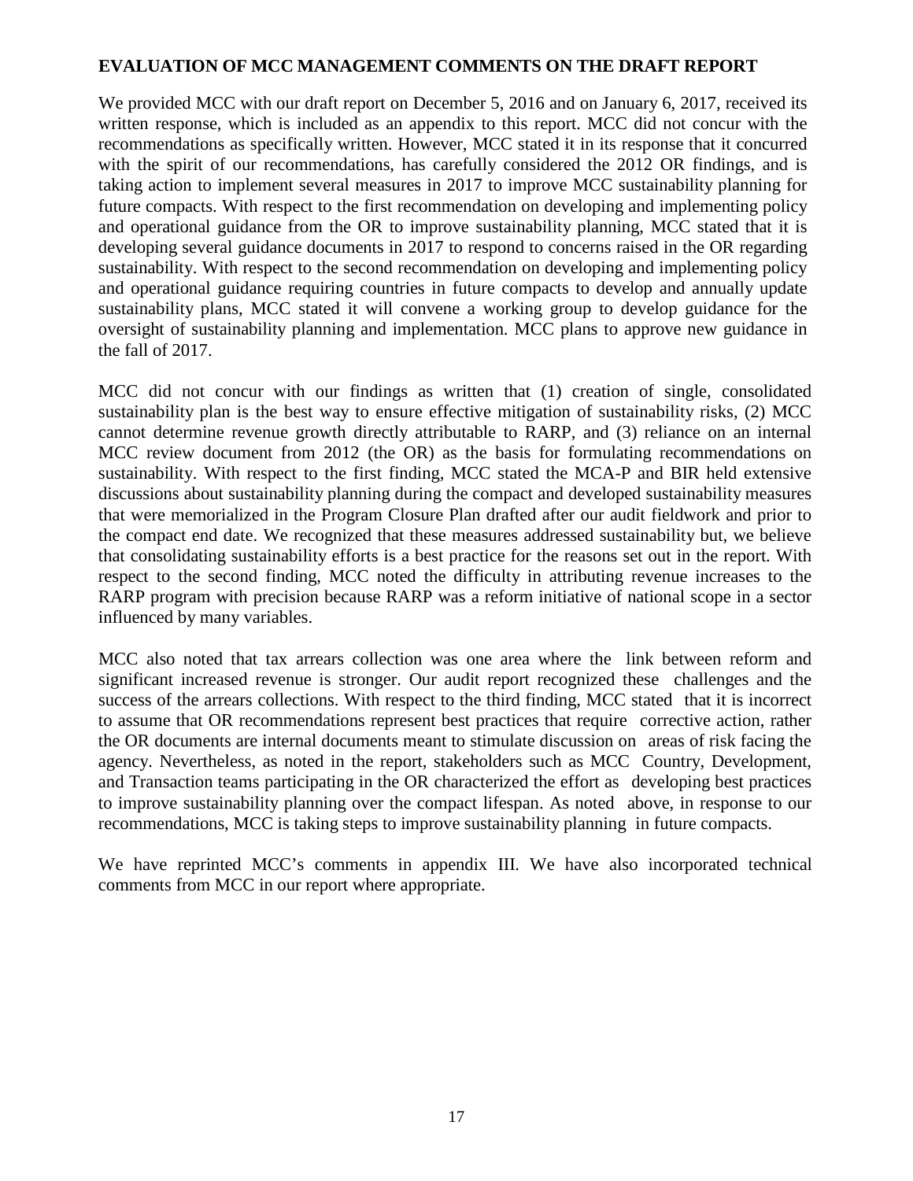## EVALUATION OF MCC MANAGEMENT COMMENTS ON THE DRAFT REPORT

We provided MCC with our draft report on December 5, 2016 and on January 6, 2017, received its written response, which is included as an appendix to this report. MCC did not concur with the recommendations as specifically written. However, MCC stated it in its response that it concurred with the spirit of our recommendations, has carefully considered the 2012 OR findings, and is taking action to implement several measures in 2017 to improve MCC sustainability planning for future compacts. With respect to the first recommendation on developing and implementing policy and operational guidance from the OR to improve sustainability planning, MCC stated that it is developing several guidance documents in 2017 to respond to concerns raised in the OR regarding sustainability. With respect to the second recommendation on developing and implementing policy and operational guidance requiring countries in future compacts to develop and annually update sustainability plans, MCC stated it will convene a working group to develop guidance for the oversight of sustainability planning and implementation. MCC plans to approve new guidance in the fall of 2017.

MCC did not concur with our findings as written that (1) creation of single, consolidated sustainability plan is the best way to ensure effective mitigation of sustainability risks, (2) MCC cannot determine revenue growth directly attributable to RARP, and (3) reliance on an internal MCC review document from 2012 (the OR) as the basis for formulating recommendations on sustainability. With respect to the first finding, MCC stated the MCA-P and BIR held extensive discussions about sustainability planning during the compact and developed sustainability measures that were memorialized in the Program Closure Plan drafted after our audit fieldwork and prior to the compact end date. We recognized that these measures addressed sustainability but, we believe that consolidating sustainability efforts is a best practice for the reasons set out in the report. With respect to the second finding, MCC noted the difficulty in attributing revenue increases to the RARP program with precision because RARP was a reform initiative of national scope in a sector influenced by many variables.

MCC also noted that tax arrears collection was one area where the link between reform and significant increased revenue is stronger. Our audit report recognized these challenges and the success of the arrears collections. With respect to the third finding, MCC stated that it is incorrect to assume that OR recommendations represent best practices that require corrective action, rather the OR documents are internal documents meant to stimulate discussion on areas of risk facing the agency. Nevertheless, as noted in the report, stakeholders such as MCC Country, Development, and Transaction teams participating in the OR characterized the effort as developing best practices to improve sustainability planning over the compact lifespan. As noted above, in response to our recommendations, MCC is taking steps to improve sustainability planning in future compacts.

We have reprinted MCC's comments in appendix III. We have also incorporated technical comments from MCC in our report where appropriate.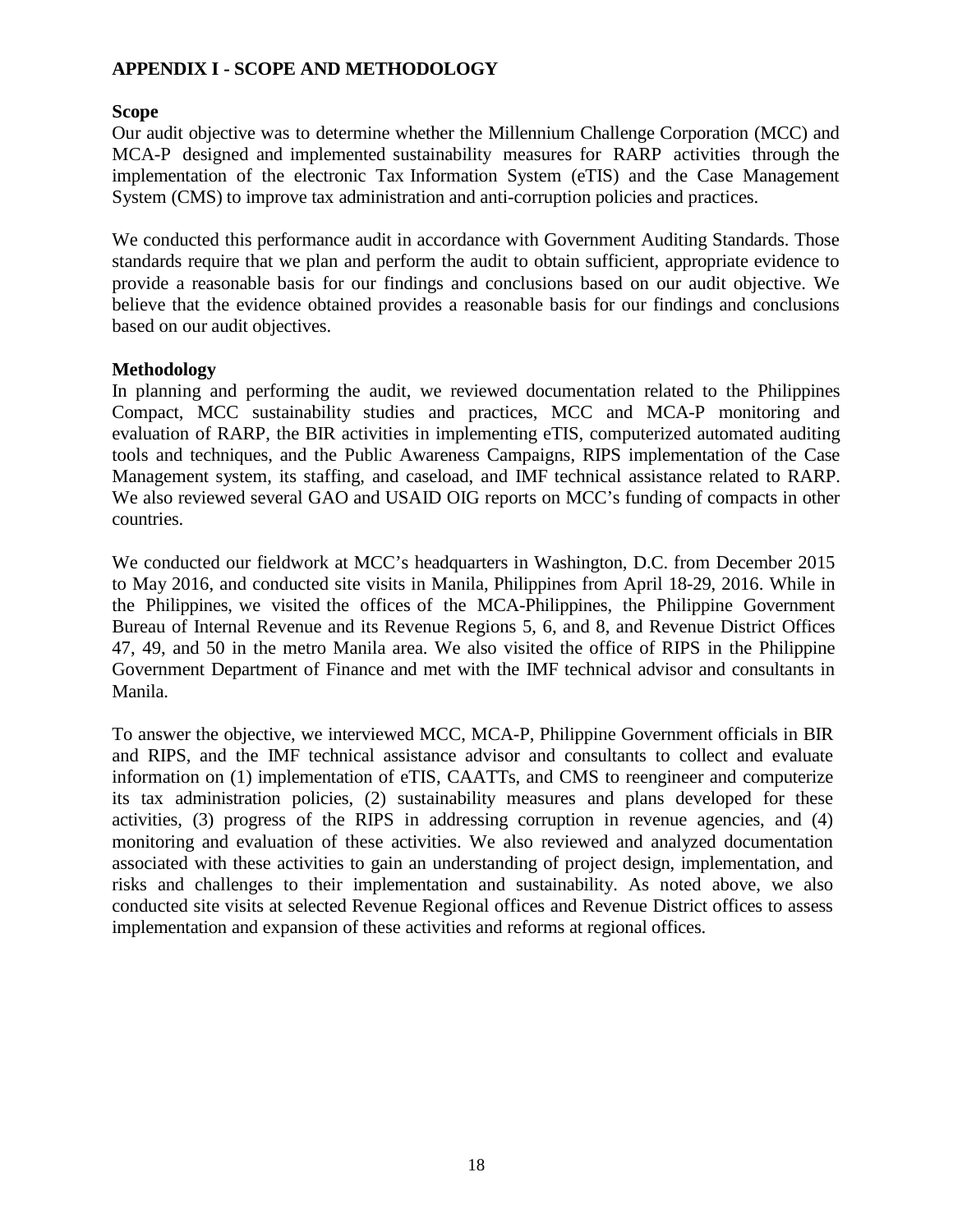## APPENDIX I - SCOPE AND METHODOLOGY

### Scope

Our audit objective was to determine whether the Millennium Challenge Corporation (MCC) and MCA-P designed and implemented sustainability measures for RARP activities through the implementation of the electronic Tax Information System (eTIS) and the Case Management System (CMS) to improve tax administration and anti-corruption policies and practices.

We conducted this performance audit in accordance with Government Auditing Standards. Those standards require that we plan and perform the audit to obtain sufficient, appropriate evidence to provide a reasonable basis for our findings and conclusions based on our audit objective. We believe that the evidence obtained provides a reasonable basis for our findings and conclusions based on our audit objectives.

### Methodology

In planning and performing the audit, we reviewed documentation related to the Philippines Compact, MCC sustainability studies and practices, MCC and MCA-P monitoring and evaluation of RARP, the BIR activities in implementing eTIS, computerized automated auditing tools and techniques, and the Public Awareness Campaigns, RIPS implementation of the Case Management system, its staffing, and caseload, and IMF technical assistance related to RARP. We also reviewed several GAO and USAID OIG reports on MCC's funding of compacts in other countries.

We conducted our fieldwork at MCC's headquarters in Washington, D.C. from December 2015 to May 2016, and conducted site visits in Manila, Philippines from April 18-29, 2016. While in the Philippines, we visited the offices of the MCA-Philippines, the Philippine Government Bureau of Internal Revenue and its Revenue Regions 5, 6, and 8, and Revenue District Offices 47, 49, and 50 in the metro Manila area. We also visited the office of RIPS in the Philippine Government Department of Finance and met with the IMF technical advisor and consultants in Manila.

To answer the objective, we interviewed MCC, MCA-P, Philippine Government officials in BIR and RIPS, and the IMF technical assistance advisor and consultants to collect and evaluate information on (1) implementation of eTIS, CAATTs, and CMS to reengineer and computerize its tax administration policies, (2) sustainability measures and plans developed for these activities, (3) progress of the RIPS in addressing corruption in revenue agencies, and (4) monitoring and evaluation of these activities. We also reviewed and analyzed documentation associated with these activities to gain an understanding of project design, implementation, and risks and challenges to their implementation and sustainability. As noted above, we also conducted site visits at selected Revenue Regional offices and Revenue District offices to assess implementation and expansion of these activities and reforms at regional offices.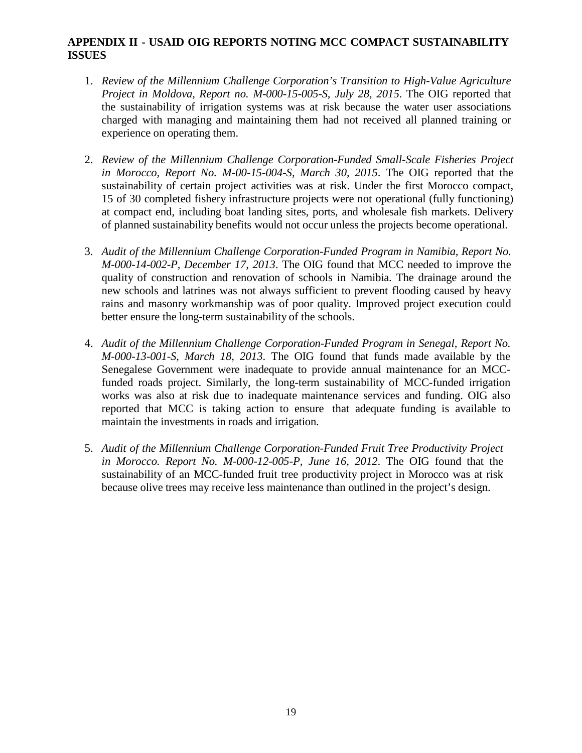## APPENDIX II - USAID OIG REPORTS NOTING MCC COMPACT SUSTAINABILITY ISSUES

1. *Review of the Millennium Challenge Corporation's Transition to High-Value Agriculture Project in Moldova, Report no. M-000-15-005-S, July 28, 2015*. The OIG reported that the sustainability of irrigation systems was at risk because the water user associations charged with managing and maintaining them had not received all planned training or experience on operating them.

2. *Review of the Millennium Challenge Corporation-Funded Small-Scale Fisheries Project in Morocco, Report No. M-00-15-004-S, March 30, 2015*. The OIG reported that the sustainability of certain project activities was at risk. Under the first Morocco compact, 15 of 30 completed fishery infrastructure projects were not operational (fully functioning) at compact end, including boat landing sites, ports, and wholesale fish markets. Delivery of planned sustainability benefits would not occur unless the projects become operational.

3. *Audit of the Millennium Challenge Corporation-Funded Program in Namibia, Report No. M-000-14-002-P, December 17, 2013*. The OIG found that MCC needed to improve the quality of construction and renovation of schools in Namibia. The drainage around the new schools and latrines was not always sufficient to prevent flooding caused by heavy rains and masonry workmanship was of poor quality. Improved project execution could better ensure the long-term sustainability of the schools.

4. *Audit of the Millennium Challenge Corporation-Funded Program in Senegal, Report No. M-000-13-001-S, March 18, 2013*. The OIG found that funds made available by the Senegalese Government were inadequate to provide annual maintenance for an MCC-funded roads project. Similarly, the long-term sustainability of MCC-funded irrigation works was also at risk due to inadequate maintenance services and funding. OIG also reported that MCC is taking action to ensure that adequate funding is available to maintain the investments in roads and irrigation.

5. *Audit of the Millennium Challenge Corporation-Funded Fruit Tree Productivity Project in Morocco. Report No. M-000-12-005-P, June 16, 2012*. The OIG found that the sustainability of an MCC-funded fruit tree productivity project in Morocco was at risk because olive trees may receive less maintenance than outlined in the project's design.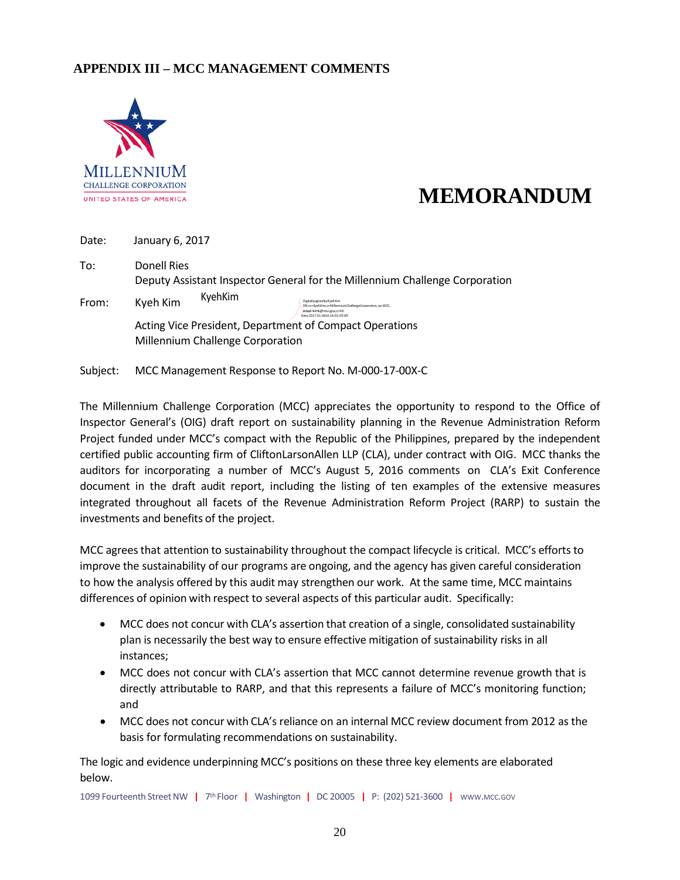## APPENDIX III – MCC MANAGEMENT COMMENTS

MILLENNIUM
CHALLENGE CORPORATION
UNITED STATES OF AMERICA

# MEMORANDUM

Date: January 6, 2017

To: Donell Ries
Deputy Assistant Inspector General for the Millennium Challenge Corporation

From: Kyeh Kim
Acting Vice President, Department of Compact Operations
Millennium Challenge Corporation

Subject: MCC Management Response to Report No. M-000-17-00X-C

The Millennium Challenge Corporation (MCC) appreciates the opportunity to respond to the Office of Inspector General's (OIG) draft report on sustainability planning in the Revenue Administration Reform Project funded under MCC's compact with the Republic of the Philippines, prepared by the independent certified public accounting firm of CliftonLarsonAllen LLP (CLA), under contract with OIG. MCC thanks the auditors for incorporating a number of MCC's August 5, 2016 comments on CLA's Exit Conference document in the draft audit report, including the listing of ten examples of the extensive measures integrated throughout all facets of the Revenue Administration Reform Project (RARP) to sustain the investments and benefits of the project.

MCC agrees that attention to sustainability throughout the compact lifecycle is critical. MCC's efforts to improve the sustainability of our programs are ongoing, and the agency has given careful consideration to how the analysis offered by this audit may strengthen our work. At the same time, MCC maintains differences of opinion with respect to several aspects of this particular audit. Specifically:

- MCC does not concur with CLA's assertion that creation of a single, consolidated sustainability plan is necessarily the best way to ensure effective mitigation of sustainability risks in all instances;
- MCC does not concur with CLA's assertion that MCC cannot determine revenue growth that is directly attributable to RARP, and that this represents a failure of MCC's monitoring function; and
- MCC does not concur with CLA's reliance on an internal MCC review document from 2012 as the basis for formulating recommendations on sustainability.

The logic and evidence underpinning MCC's positions on these three key elements are elaborated below.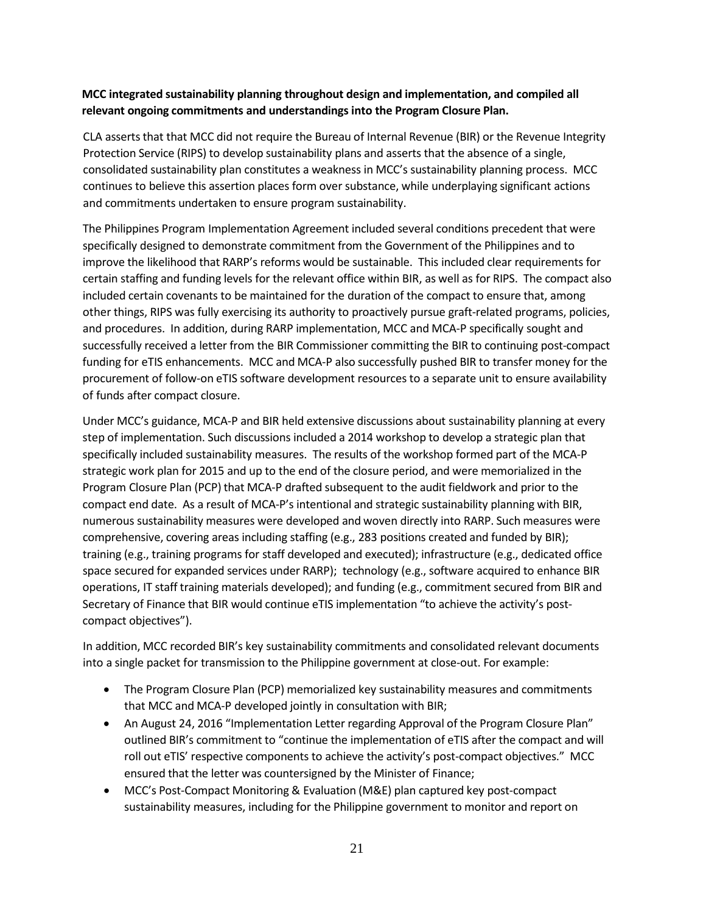**MCC integrated sustainability planning throughout design and implementation, and compiled all relevant ongoing commitments and understandings into the Program Closure Plan.**

CLA asserts that that MCC did not require the Bureau of Internal Revenue (BIR) or the Revenue Integrity Protection Service (RIPS) to develop sustainability plans and asserts that the absence of a single, consolidated sustainability plan constitutes a weakness in MCC's sustainability planning process. MCC continues to believe this assertion places form over substance, while underplaying significant actions and commitments undertaken to ensure program sustainability.

The Philippines Program Implementation Agreement included several conditions precedent that were specifically designed to demonstrate commitment from the Government of the Philippines and to improve the likelihood that RARP's reforms would be sustainable. This included clear requirements for certain staffing and funding levels for the relevant office within BIR, as well as for RIPS. The compact also included certain covenants to be maintained for the duration of the compact to ensure that, among other things, RIPS was fully exercising its authority to proactively pursue graft-related programs, policies, and procedures. In addition, during RARP implementation, MCC and MCA-P specifically sought and successfully received a letter from the BIR Commissioner committing the BIR to continuing post-compact funding for eTIS enhancements. MCC and MCA-P also successfully pushed BIR to transfer money for the procurement of follow-on eTIS software development resources to a separate unit to ensure availability of funds after compact closure.

Under MCC's guidance, MCA-P and BIR held extensive discussions about sustainability planning at every step of implementation. Such discussions included a 2014 workshop to develop a strategic plan that specifically included sustainability measures. The results of the workshop formed part of the MCA-P strategic work plan for 2015 and up to the end of the closure period, and were memorialized in the Program Closure Plan (PCP) that MCA-P drafted subsequent to the audit fieldwork and prior to the compact end date. As a result of MCA-P's intentional and strategic sustainability planning with BIR, numerous sustainability measures were developed and woven directly into RARP. Such measures were comprehensive, covering areas including staffing (e.g., 283 positions created and funded by BIR); training (e.g., training programs for staff developed and executed); infrastructure (e.g., dedicated office space secured for expanded services under RARP); technology (e.g., software acquired to enhance BIR operations, IT staff training materials developed); and funding (e.g., commitment secured from BIR and Secretary of Finance that BIR would continue eTIS implementation "to achieve the activity's post-compact objectives").

In addition, MCC recorded BIR's key sustainability commitments and consolidated relevant documents into a single packet for transmission to the Philippine government at close-out. For example:

- The Program Closure Plan (PCP) memorialized key sustainability measures and commitments that MCC and MCA-P developed jointly in consultation with BIR;
- An August 24, 2016 "Implementation Letter regarding Approval of the Program Closure Plan" outlined BIR's commitment to "continue the implementation of eTIS after the compact and will roll out eTIS' respective components to achieve the activity's post-compact objectives." MCC ensured that the letter was countersigned by the Minister of Finance;
- MCC's Post-Compact Monitoring & Evaluation (M&E) plan captured key post-compact sustainability measures, including for the Philippine government to monitor and report on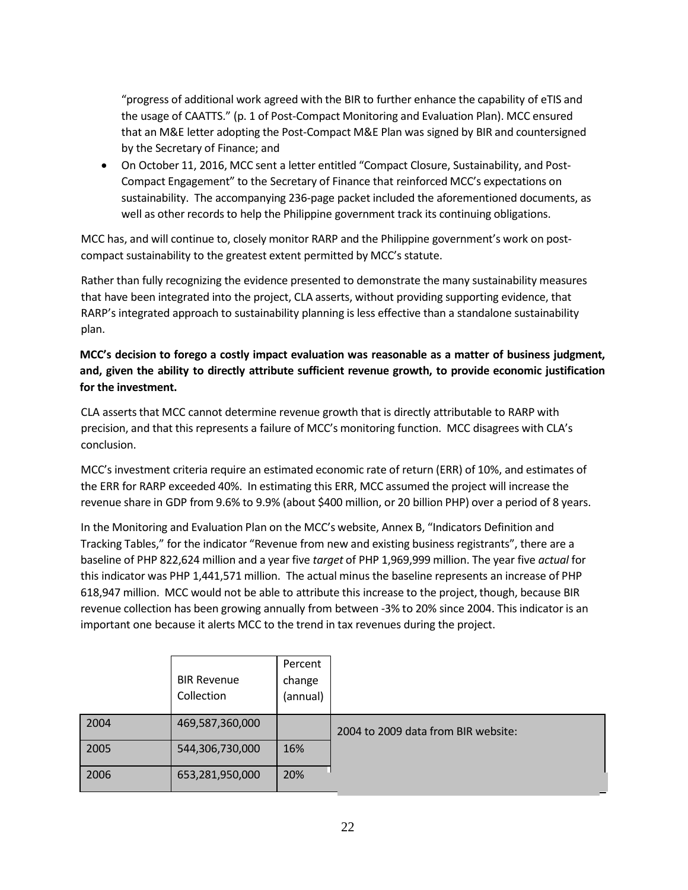“progress of additional work agreed with the BIR to further enhance the capability of eTIS and the usage of CAATTS.” (p. 1 of Post-Compact Monitoring and Evaluation Plan). MCC ensured that an M&E letter adopting the Post-Compact M&E Plan was signed by BIR and countersigned by the Secretary of Finance; and

- On October 11, 2016, MCC sent a letter entitled “Compact Closure, Sustainability, and Post-Compact Engagement” to the Secretary of Finance that reinforced MCC’s expectations on sustainability. The accompanying 236-page packet included the aforementioned documents, as well as other records to help the Philippine government track its continuing obligations.

MCC has, and will continue to, closely monitor RARP and the Philippine government’s work on post-compact sustainability to the greatest extent permitted by MCC’s statute.

Rather than fully recognizing the evidence presented to demonstrate the many sustainability measures that have been integrated into the project, CLA asserts, without providing supporting evidence, that RARP’s integrated approach to sustainability planning is less effective than a standalone sustainability plan.

**MCC’s decision to forego a costly impact evaluation was reasonable as a matter of business judgment, and, given the ability to directly attribute sufficient revenue growth, to provide economic justification for the investment.**

CLA asserts that MCC cannot determine revenue growth that is directly attributable to RARP with precision, and that this represents a failure of MCC’s monitoring function. MCC disagrees with CLA’s conclusion.

MCC’s investment criteria require an estimated economic rate of return (ERR) of 10%, and estimates of the ERR for RARP exceeded 40%. In estimating this ERR, MCC assumed the project will increase the revenue share in GDP from 9.6% to 9.9% (about $400 million, or 20 billion PHP) over a period of 8 years.

In the Monitoring and Evaluation Plan on the MCC’s website, Annex B, “Indicators Definition and Tracking Tables,” for the indicator “Revenue from new and existing business registrants”, there are a baseline of PHP 822,624 million and a year five *target* of PHP 1,969,999 million. The year five *actual* for this indicator was PHP 1,441,571 million. The actual minus the baseline represents an increase of PHP 618,947 million. MCC would not be able to attribute this increase to the project, though, because BIR revenue collection has been growing annually from between -3% to 20% since 2004. This indicator is an important one because it alerts MCC to the trend in tax revenues during the project.

| | BIR Revenue Collection | Percent change (annual) | |
|---|---|---|---|
| 2004 | 469,587,360,000 | | 2004 to 2009 data from BIR website: |
| 2005 | 544,306,730,000 | 16% | |
| 2006 | 653,281,950,000 | 20% | |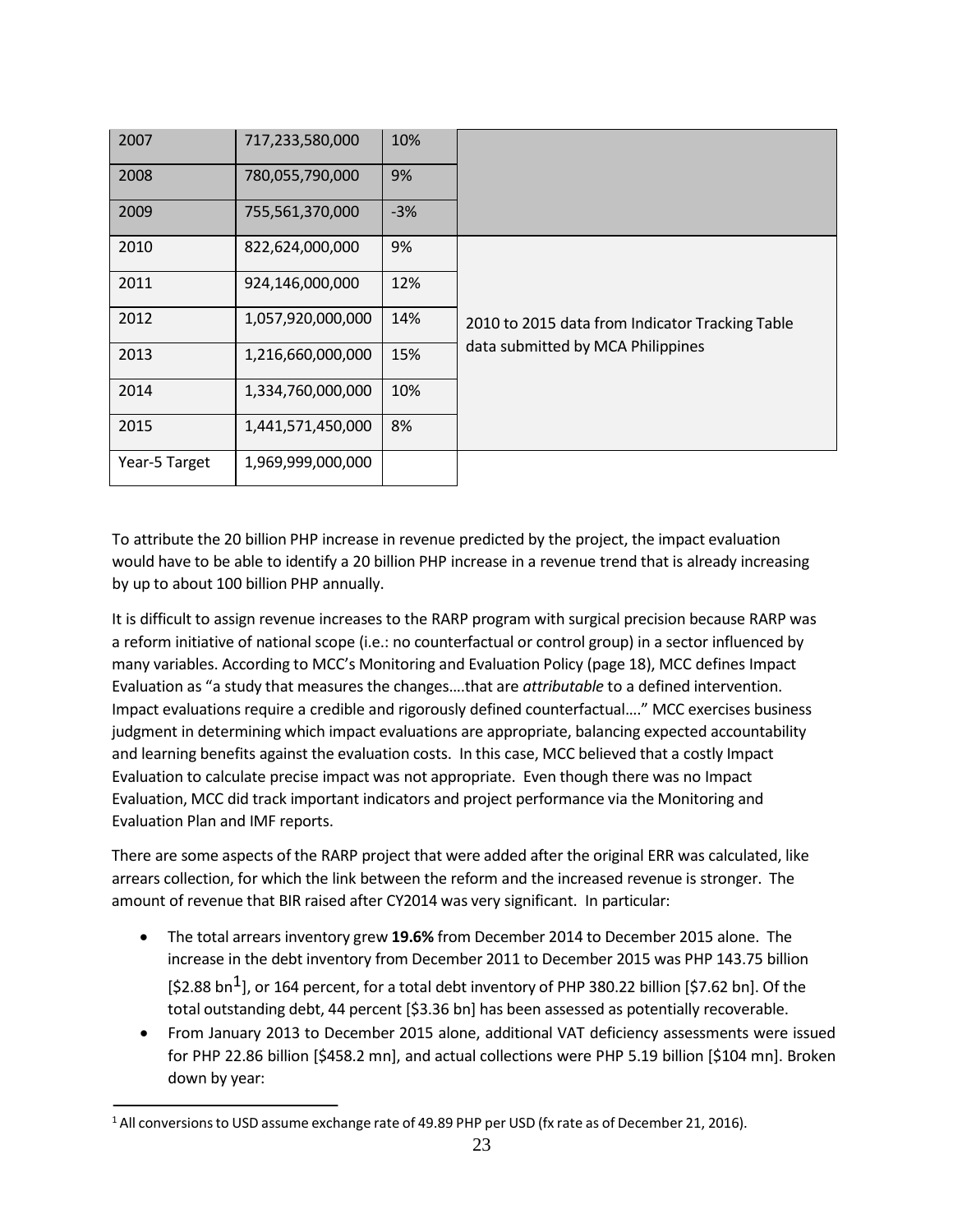| 2007 | 717,233,580,000 | 10% | |
|---|---|---|---|
| 2008 | 780,055,790,000 | 9% | |
| 2009 | 755,561,370,000 | -3% | |
| 2010 | 822,624,000,000 | 9% | 2010 to 2015 data from Indicator Tracking Table data submitted by MCA Philippines |
| 2011 | 924,146,000,000 | 12% | |
| 2012 | 1,057,920,000,000 | 14% | |
| 2013 | 1,216,660,000,000 | 15% | |
| 2014 | 1,334,760,000,000 | 10% | |
| 2015 | 1,441,571,450,000 | 8% | |
| Year-5 Target | 1,969,999,000,000 | | |

To attribute the 20 billion PHP increase in revenue predicted by the project, the impact evaluation would have to be able to identify a 20 billion PHP increase in a revenue trend that is already increasing by up to about 100 billion PHP annually.

It is difficult to assign revenue increases to the RARP program with surgical precision because RARP was a reform initiative of national scope (i.e.: no counterfactual or control group) in a sector influenced by many variables. According to MCC's Monitoring and Evaluation Policy (page 18), MCC defines Impact Evaluation as "a study that measures the changes….that are *attributable* to a defined intervention. Impact evaluations require a credible and rigorously defined counterfactual…." MCC exercises business judgment in determining which impact evaluations are appropriate, balancing expected accountability and learning benefits against the evaluation costs. In this case, MCC believed that a costly Impact Evaluation to calculate precise impact was not appropriate. Even though there was no Impact Evaluation, MCC did track important indicators and project performance via the Monitoring and Evaluation Plan and IMF reports.

There are some aspects of the RARP project that were added after the original ERR was calculated, like arrears collection, for which the link between the reform and the increased revenue is stronger. The amount of revenue that BIR raised after CY2014 was very significant. In particular:

- The total arrears inventory grew **19.6%** from December 2014 to December 2015 alone. The increase in the debt inventory from December 2011 to December 2015 was PHP 143.75 billion [$2.88 bn[1]], or 164 percent, for a total debt inventory of PHP 380.22 billion [$7.62 bn]. Of the total outstanding debt, 44 percent [$3.36 bn] has been assessed as potentially recoverable.
- From January 2013 to December 2015 alone, additional VAT deficiency assessments were issued for PHP 22.86 billion [$458.2 mn], and actual collections were PHP 5.19 billion [$104 mn]. Broken down by year:

[1] All conversions to USD assume exchange rate of 49.89 PHP per USD (fx rate as of December 21, 2016).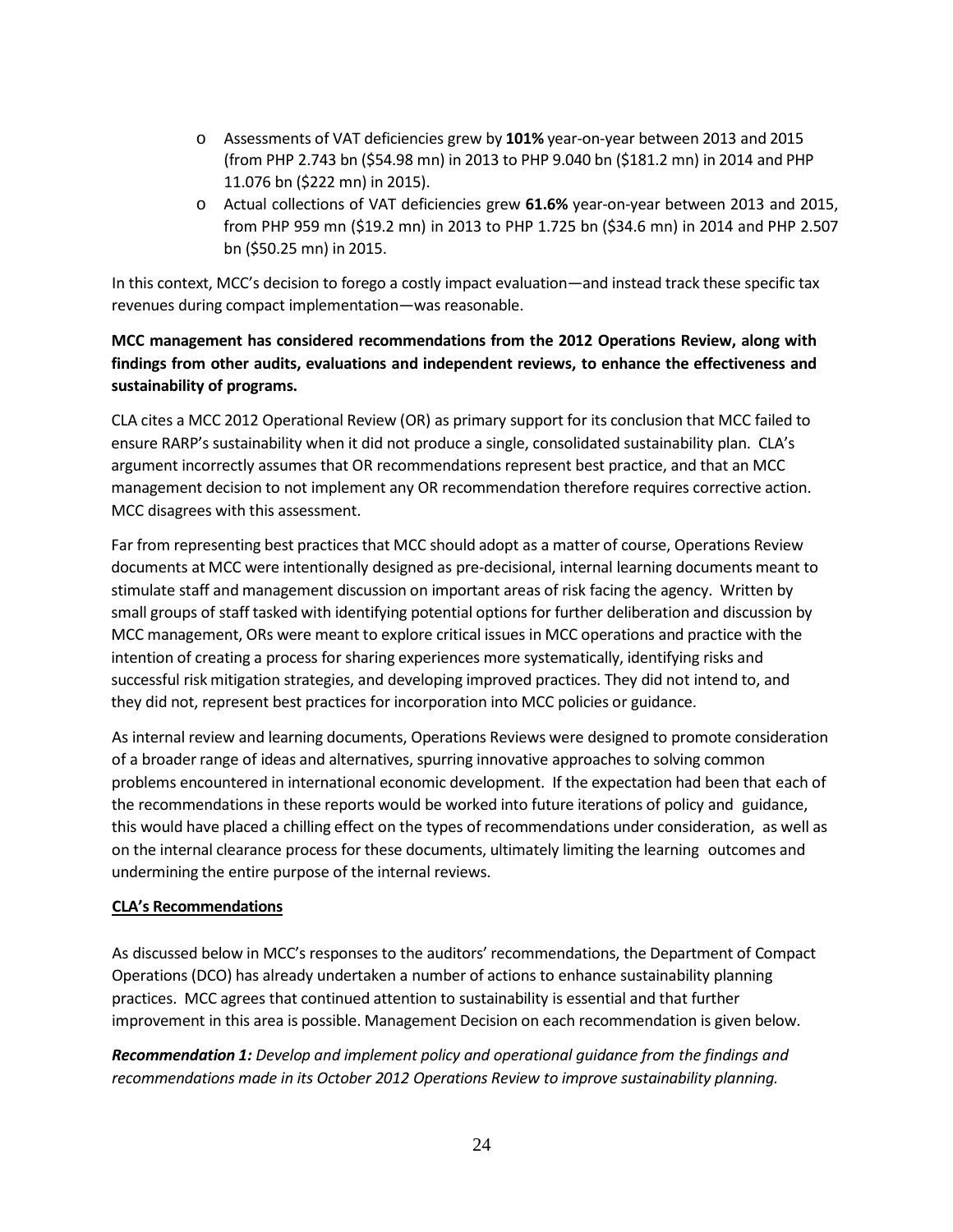- Assessments of VAT deficiencies grew by **101%** year-on-year between 2013 and 2015 (from PHP 2.743 bn ($54.98 mn) in 2013 to PHP 9.040 bn ($181.2 mn) in 2014 and PHP 11.076 bn ($222 mn) in 2015).
- Actual collections of VAT deficiencies grew **61.6%** year-on-year between 2013 and 2015, from PHP 959 mn ($19.2 mn) in 2013 to PHP 1.725 bn ($34.6 mn) in 2014 and PHP 2.507 bn ($50.25 mn) in 2015.

In this context, MCC's decision to forego a costly impact evaluation—and instead track these specific tax revenues during compact implementation—was reasonable.

**MCC management has considered recommendations from the 2012 Operations Review, along with findings from other audits, evaluations and independent reviews, to enhance the effectiveness and sustainability of programs.**

CLA cites a MCC 2012 Operational Review (OR) as primary support for its conclusion that MCC failed to ensure RARP's sustainability when it did not produce a single, consolidated sustainability plan. CLA's argument incorrectly assumes that OR recommendations represent best practice, and that an MCC management decision to not implement any OR recommendation therefore requires corrective action. MCC disagrees with this assessment.

Far from representing best practices that MCC should adopt as a matter of course, Operations Review documents at MCC were intentionally designed as pre-decisional, internal learning documents meant to stimulate staff and management discussion on important areas of risk facing the agency. Written by small groups of staff tasked with identifying potential options for further deliberation and discussion by MCC management, ORs were meant to explore critical issues in MCC operations and practice with the intention of creating a process for sharing experiences more systematically, identifying risks and successful risk mitigation strategies, and developing improved practices. They did not intend to, and they did not, represent best practices for incorporation into MCC policies or guidance.

As internal review and learning documents, Operations Reviews were designed to promote consideration of a broader range of ideas and alternatives, spurring innovative approaches to solving common problems encountered in international economic development. If the expectation had been that each of the recommendations in these reports would be worked into future iterations of policy and guidance, this would have placed a chilling effect on the types of recommendations under consideration, as well as on the internal clearance process for these documents, ultimately limiting the learning outcomes and undermining the entire purpose of the internal reviews.

**CLA's Recommendations**

As discussed below in MCC's responses to the auditors' recommendations, the Department of Compact Operations (DCO) has already undertaken a number of actions to enhance sustainability planning practices. MCC agrees that continued attention to sustainability is essential and that further improvement in this area is possible. Management Decision on each recommendation is given below.

***Recommendation 1:*** *Develop and implement policy and operational guidance from the findings and recommendations made in its October 2012 Operations Review to improve sustainability planning.*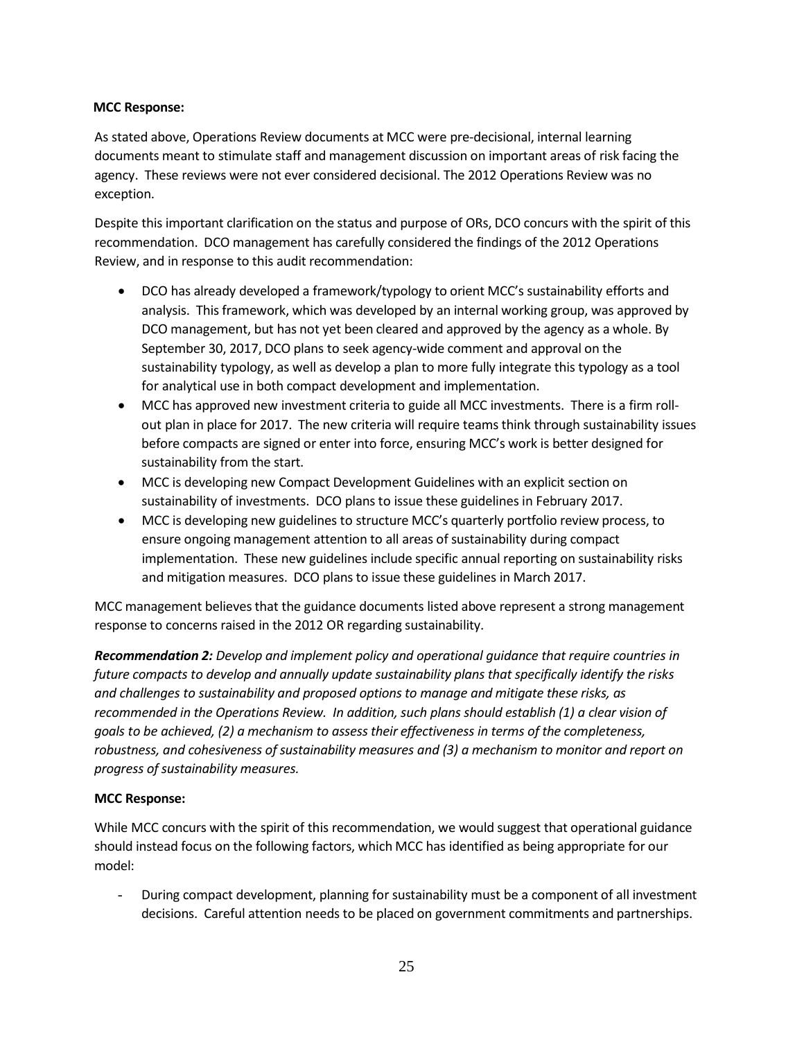**MCC Response:**

As stated above, Operations Review documents at MCC were pre-decisional, internal learning documents meant to stimulate staff and management discussion on important areas of risk facing the agency. These reviews were not ever considered decisional. The 2012 Operations Review was no exception.

Despite this important clarification on the status and purpose of ORs, DCO concurs with the spirit of this recommendation. DCO management has carefully considered the findings of the 2012 Operations Review, and in response to this audit recommendation:

- DCO has already developed a framework/typology to orient MCC's sustainability efforts and analysis. This framework, which was developed by an internal working group, was approved by DCO management, but has not yet been cleared and approved by the agency as a whole. By September 30, 2017, DCO plans to seek agency-wide comment and approval on the sustainability typology, as well as develop a plan to more fully integrate this typology as a tool for analytical use in both compact development and implementation.
- MCC has approved new investment criteria to guide all MCC investments. There is a firm roll-out plan in place for 2017. The new criteria will require teams think through sustainability issues before compacts are signed or enter into force, ensuring MCC's work is better designed for sustainability from the start.
- MCC is developing new Compact Development Guidelines with an explicit section on sustainability of investments. DCO plans to issue these guidelines in February 2017.
- MCC is developing new guidelines to structure MCC's quarterly portfolio review process, to ensure ongoing management attention to all areas of sustainability during compact implementation. These new guidelines include specific annual reporting on sustainability risks and mitigation measures. DCO plans to issue these guidelines in March 2017.

MCC management believes that the guidance documents listed above represent a strong management response to concerns raised in the 2012 OR regarding sustainability.

***Recommendation 2:*** *Develop and implement policy and operational guidance that require countries in future compacts to develop and annually update sustainability plans that specifically identify the risks and challenges to sustainability and proposed options to manage and mitigate these risks, as recommended in the Operations Review. In addition, such plans should establish (1) a clear vision of goals to be achieved, (2) a mechanism to assess their effectiveness in terms of the completeness, robustness, and cohesiveness of sustainability measures and (3) a mechanism to monitor and report on progress of sustainability measures.*

**MCC Response:**

While MCC concurs with the spirit of this recommendation, we would suggest that operational guidance should instead focus on the following factors, which MCC has identified as being appropriate for our model:

- During compact development, planning for sustainability must be a component of all investment decisions. Careful attention needs to be placed on government commitments and partnerships.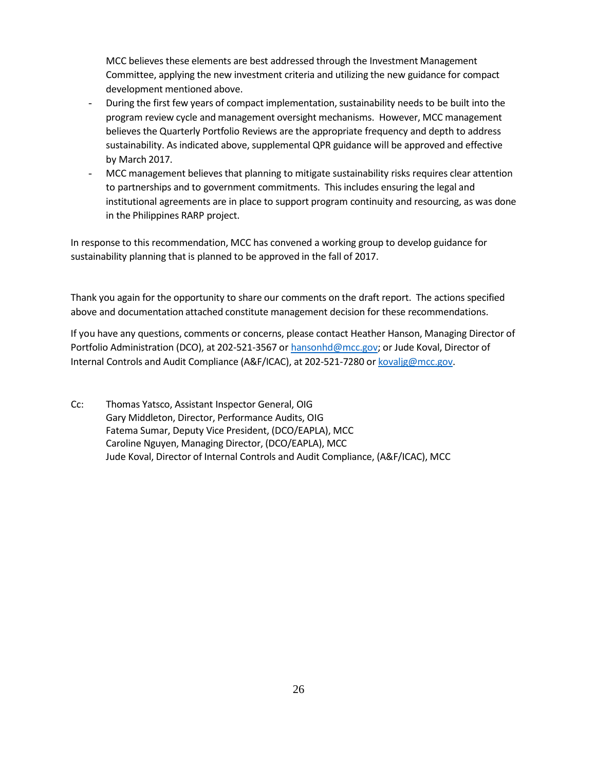MCC believes these elements are best addressed through the Investment Management Committee, applying the new investment criteria and utilizing the new guidance for compact development mentioned above.

- During the first few years of compact implementation, sustainability needs to be built into the program review cycle and management oversight mechanisms. However, MCC management believes the Quarterly Portfolio Reviews are the appropriate frequency and depth to address sustainability. As indicated above, supplemental QPR guidance will be approved and effective by March 2017.
- MCC management believes that planning to mitigate sustainability risks requires clear attention to partnerships and to government commitments. This includes ensuring the legal and institutional agreements are in place to support program continuity and resourcing, as was done in the Philippines RARP project.

In response to this recommendation, MCC has convened a working group to develop guidance for sustainability planning that is planned to be approved in the fall of 2017.

Thank you again for the opportunity to share our comments on the draft report. The actions specified above and documentation attached constitute management decision for these recommendations.

If you have any questions, comments or concerns, please contact Heather Hanson, Managing Director of Portfolio Administration (DCO), at 202-521-3567 or hansonhd@mcc.gov; or Jude Koval, Director of Internal Controls and Audit Compliance (A&F/ICAC), at 202-521-7280 or kovaljg@mcc.gov.

Cc: Thomas Yatsco, Assistant Inspector General, OIG
Gary Middleton, Director, Performance Audits, OIG
Fatema Sumar, Deputy Vice President, (DCO/EAPLA), MCC
Caroline Nguyen, Managing Director, (DCO/EAPLA), MCC
Jude Koval, Director of Internal Controls and Audit Compliance, (A&F/ICAC), MCC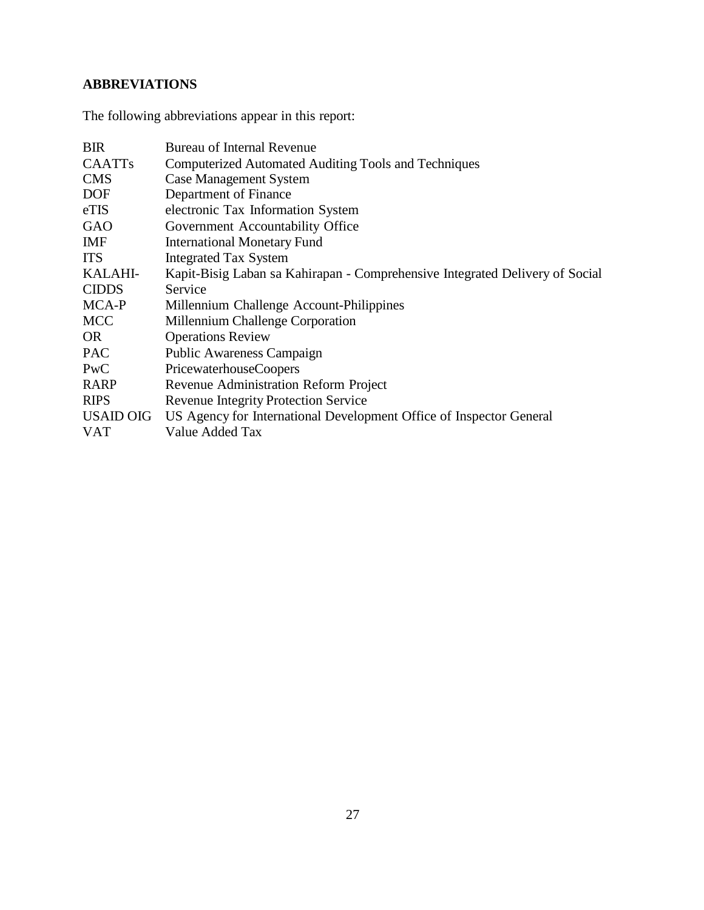**ABBREVIATIONS**

The following abbreviations appear in this report:

| | |
|---|---|
| BIR | Bureau of Internal Revenue |
| CAATTs | Computerized Automated Auditing Tools and Techniques |
| CMS | Case Management System |
| DOF | Department of Finance |
| eTIS | electronic Tax Information System |
| GAO | Government Accountability Office |
| IMF | International Monetary Fund |
| ITS | Integrated Tax System |
| KALAHI-CIDDS | Kapit-Bisig Laban sa Kahirapan - Comprehensive Integrated Delivery of Social Service |
| MCA-P | Millennium Challenge Account-Philippines |
| MCC | Millennium Challenge Corporation |
| OR | Operations Review |
| PAC | Public Awareness Campaign |
| PwC | PricewaterhouseCoopers |
| RARP | Revenue Administration Reform Project |
| RIPS | Revenue Integrity Protection Service |
| USAID OIG | US Agency for International Development Office of Inspector General |
| VAT | Value Added Tax |